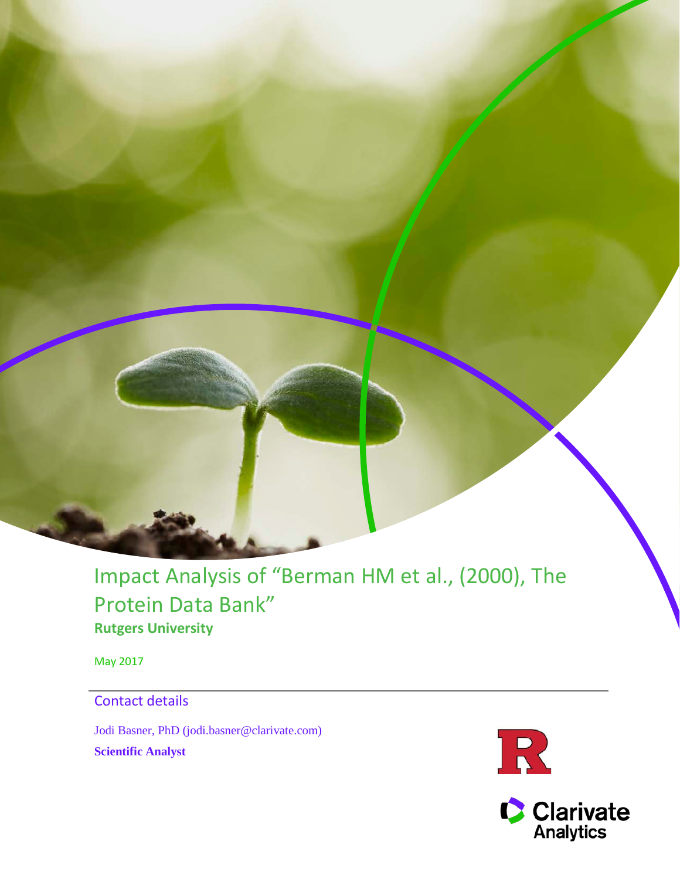# Impact Analysis of "Berman HM et al., (2000), The Protein Data Bank"

**Rutgers University**

May 2017

## Contact details

Jodi Basner, PhD (jodi.basner@clarivate.com)

**Scientific Analyst**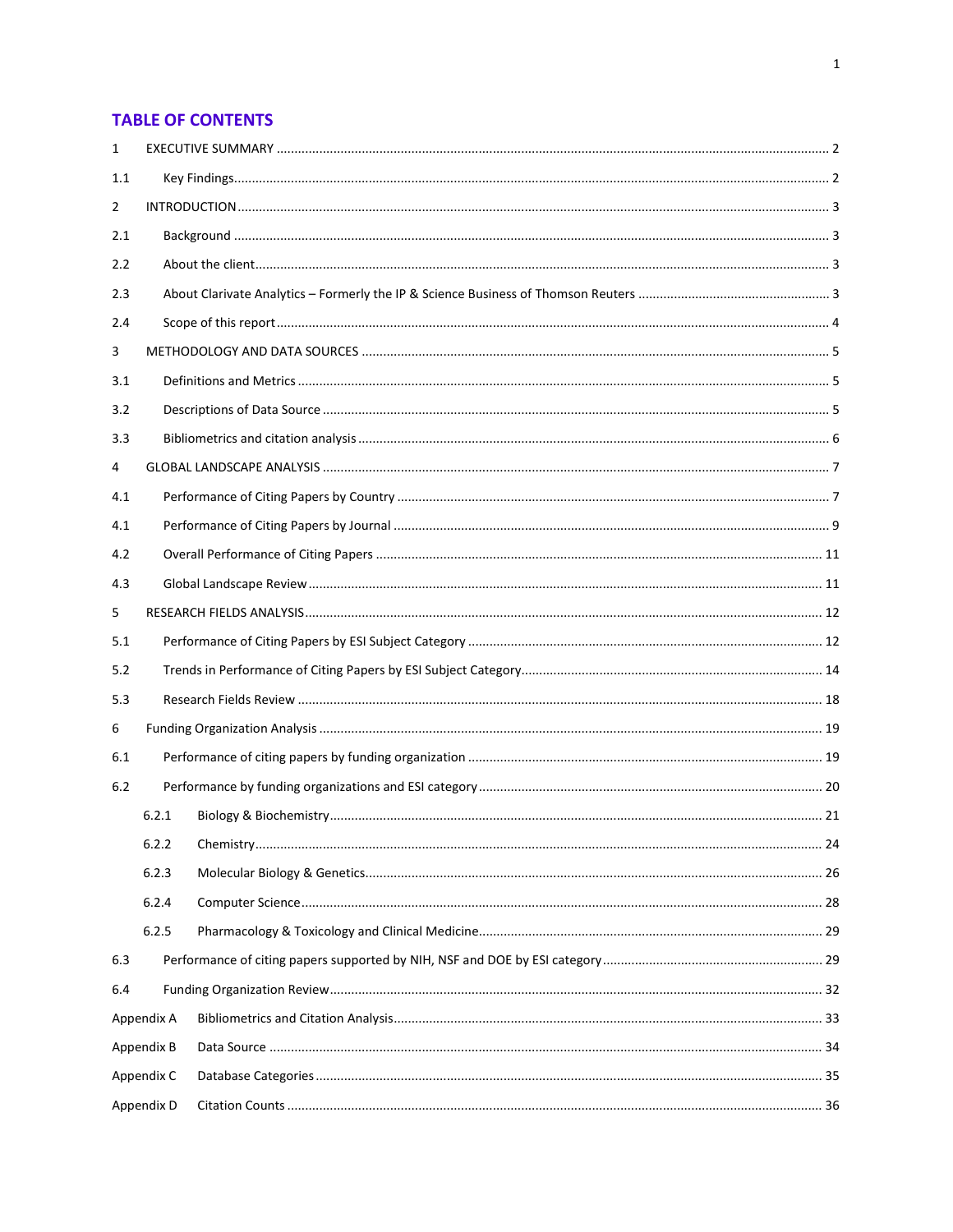# TABLE OF CONTENTS

1 EXECUTIVE SUMMARY ........ 2

1.1 Key Findings ........ 2

2 INTRODUCTION ........ 3

2.1 Background ........ 3

2.2 About the client ........ 3

2.3 About Clarivate Analytics – Formerly the IP & Science Business of Thomson Reuters ........ 3

2.4 Scope of this report ........ 4

3 METHODOLOGY AND DATA SOURCES ........ 5

3.1 Definitions and Metrics ........ 5

3.2 Descriptions of Data Source ........ 5

3.3 Bibliometrics and citation analysis ........ 6

4 GLOBAL LANDSCAPE ANALYSIS ........ 7

4.1 Performance of Citing Papers by Country ........ 7

4.1 Performance of Citing Papers by Journal ........ 9

4.2 Overall Performance of Citing Papers ........ 11

4.3 Global Landscape Review ........ 11

5 RESEARCH FIELDS ANALYSIS ........ 12

5.1 Performance of Citing Papers by ESI Subject Category ........ 12

5.2 Trends in Performance of Citing Papers by ESI Subject Category ........ 14

5.3 Research Fields Review ........ 18

6 Funding Organization Analysis ........ 19

6.1 Performance of citing papers by funding organization ........ 19

6.2 Performance by funding organizations and ESI category ........ 20

- 6.2.1 Biology & Biochemistry ........ 21
- 6.2.2 Chemistry ........ 24
- 6.2.3 Molecular Biology & Genetics ........ 26
- 6.2.4 Computer Science ........ 28
- 6.2.5 Pharmacology & Toxicology and Clinical Medicine ........ 29

6.3 Performance of citing papers supported by NIH, NSF and DOE by ESI category ........ 29

6.4 Funding Organization Review ........ 32

Appendix A Bibliometrics and Citation Analysis ........ 33

Appendix B Data Source ........ 34

Appendix C Database Categories ........ 35

Appendix D Citation Counts ........ 36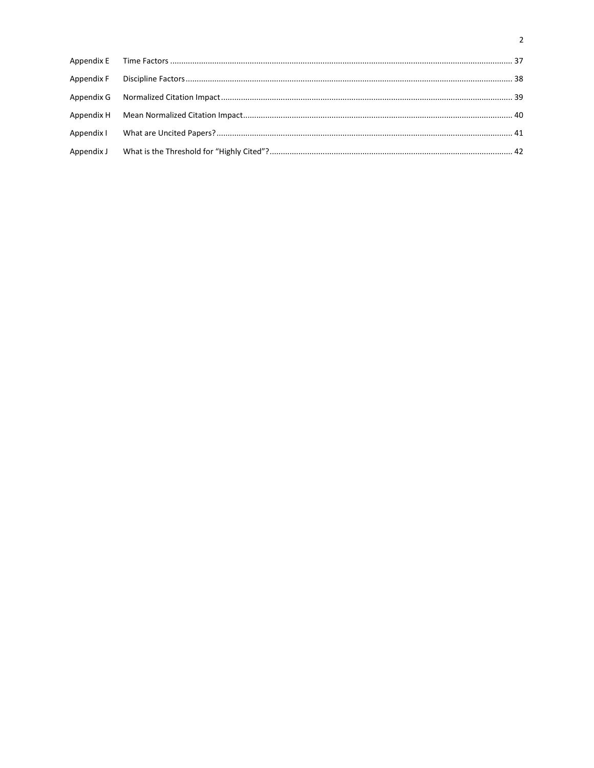Appendix E Time Factors ........................................................................................................ 37

Appendix F Discipline Factors ................................................................................................... 38

Appendix G Normalized Citation Impact ................................................................................... 39

Appendix H Mean Normalized Citation Impact .......................................................................... 40

Appendix I What are Uncited Papers? ...................................................................................... 41

Appendix J What is the Threshold for "Highly Cited"? ............................................................. 42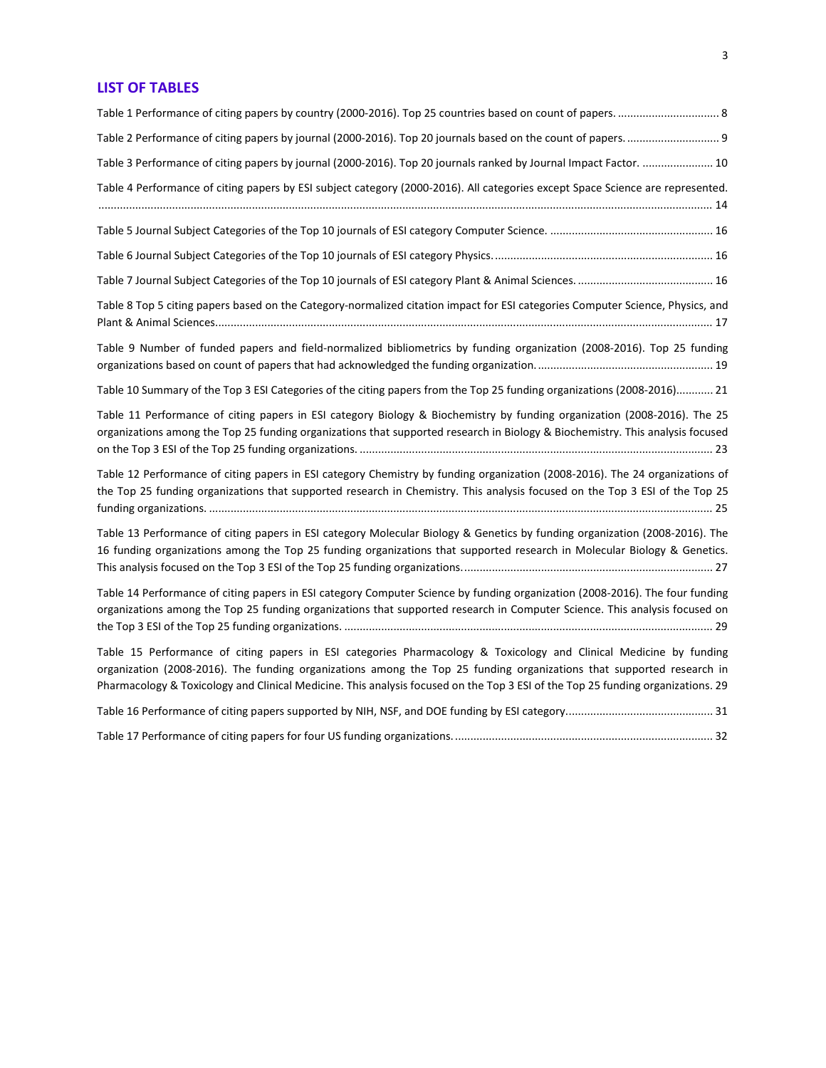## LIST OF TABLES

Table 1 Performance of citing papers by country (2000-2016). Top 25 countries based on count of papers. ................................. 8

Table 2 Performance of citing papers by journal (2000-2016). Top 20 journals based on the count of papers. .............................. 9

Table 3 Performance of citing papers by journal (2000-2016). Top 20 journals ranked by Journal Impact Factor. ....................... 10

Table 4 Performance of citing papers by ESI subject category (2000-2016). All categories except Space Science are represented. ........................................................................................................................................................................................ 14

Table 5 Journal Subject Categories of the Top 10 journals of ESI category Computer Science. ..................................................... 16

Table 6 Journal Subject Categories of the Top 10 journals of ESI category Physics. ....................................................................... 16

Table 7 Journal Subject Categories of the Top 10 journals of ESI category Plant & Animal Sciences. ............................................ 16

Table 8 Top 5 citing papers based on the Category-normalized citation impact for ESI categories Computer Science, Physics, and Plant & Animal Sciences. ................................................................................................................................................................ 17

Table 9 Number of funded papers and field-normalized bibliometrics by funding organization (2008-2016). Top 25 funding organizations based on count of papers that had acknowledged the funding organization. ......................................................... 19

Table 10 Summary of the Top 3 ESI Categories of the citing papers from the Top 25 funding organizations (2008-2016)............ 21

Table 11 Performance of citing papers in ESI category Biology & Biochemistry by funding organization (2008-2016). The 25 organizations among the Top 25 funding organizations that supported research in Biology & Biochemistry. This analysis focused on the Top 3 ESI of the Top 25 funding organizations. .................................................................................................................. 23

Table 12 Performance of citing papers in ESI category Chemistry by funding organization (2008-2016). The 24 organizations of the Top 25 funding organizations that supported research in Chemistry. This analysis focused on the Top 3 ESI of the Top 25 funding organizations. ................................................................................................................................................................. 25

Table 13 Performance of citing papers in ESI category Molecular Biology & Genetics by funding organization (2008-2016). The 16 funding organizations among the Top 25 funding organizations that supported research in Molecular Biology & Genetics. This analysis focused on the Top 3 ESI of the Top 25 funding organizations. ................................................................................ 27

Table 14 Performance of citing papers in ESI category Computer Science by funding organization (2008-2016). The four funding organizations among the Top 25 funding organizations that supported research in Computer Science. This analysis focused on the Top 3 ESI of the Top 25 funding organizations. ....................................................................................................................... 29

Table 15 Performance of citing papers in ESI categories Pharmacology & Toxicology and Clinical Medicine by funding organization (2008-2016). The funding organizations among the Top 25 funding organizations that supported research in Pharmacology & Toxicology and Clinical Medicine. This analysis focused on the Top 3 ESI of the Top 25 funding organizations. 29

Table 16 Performance of citing papers supported by NIH, NSF, and DOE funding by ESI category................................................ 31

Table 17 Performance of citing papers for four US funding organizations. ................................................................................... 32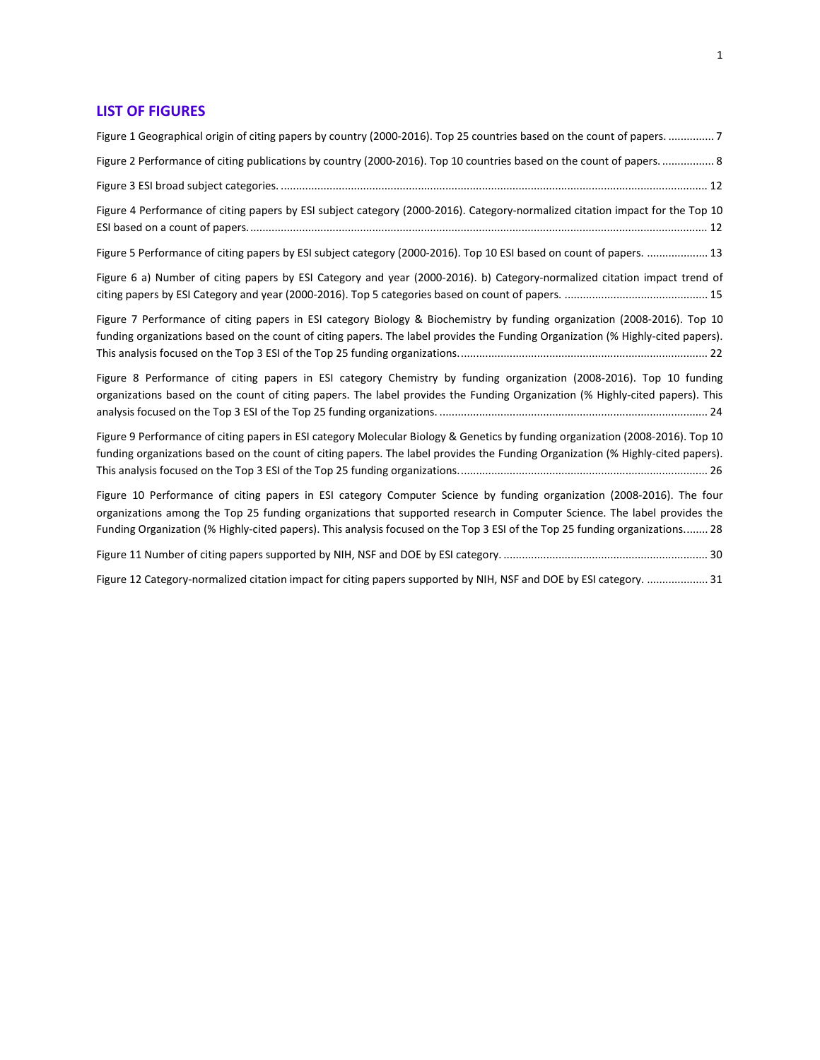## LIST OF FIGURES

Figure 1 Geographical origin of citing papers by country (2000-2016). Top 25 countries based on the count of papers. ............... 7

Figure 2 Performance of citing publications by country (2000-2016). Top 10 countries based on the count of papers. ................. 8

Figure 3 ESI broad subject categories. ............................................................................................................................................ 12

Figure 4 Performance of citing papers by ESI subject category (2000-2016). Category-normalized citation impact for the Top 10 ESI based on a count of papers. ..................................................................................................................................................... 12

Figure 5 Performance of citing papers by ESI subject category (2000-2016). Top 10 ESI based on count of papers. .................... 13

Figure 6 a) Number of citing papers by ESI Category and year (2000-2016). b) Category-normalized citation impact trend of citing papers by ESI Category and year (2000-2016). Top 5 categories based on count of papers. .............................................. 15

Figure 7 Performance of citing papers in ESI category Biology & Biochemistry by funding organization (2008-2016). Top 10 funding organizations based on the count of citing papers. The label provides the Funding Organization (% Highly-cited papers). This analysis focused on the Top 3 ESI of the Top 25 funding organizations. ................................................................................ 22

Figure 8 Performance of citing papers in ESI category Chemistry by funding organization (2008-2016). Top 10 funding organizations based on the count of citing papers. The label provides the Funding Organization (% Highly-cited papers). This analysis focused on the Top 3 ESI of the Top 25 funding organizations. ....................................................................................... 24

Figure 9 Performance of citing papers in ESI category Molecular Biology & Genetics by funding organization (2008-2016). Top 10 funding organizations based on the count of citing papers. The label provides the Funding Organization (% Highly-cited papers). This analysis focused on the Top 3 ESI of the Top 25 funding organizations. ................................................................................ 26

Figure 10 Performance of citing papers in ESI category Computer Science by funding organization (2008-2016). The four organizations among the Top 25 funding organizations that supported research in Computer Science. The label provides the Funding Organization (% Highly-cited papers). This analysis focused on the Top 3 ESI of the Top 25 funding organizations........ 28

Figure 11 Number of citing papers supported by NIH, NSF and DOE by ESI category. .................................................................. 30

Figure 12 Category-normalized citation impact for citing papers supported by NIH, NSF and DOE by ESI category. .................... 31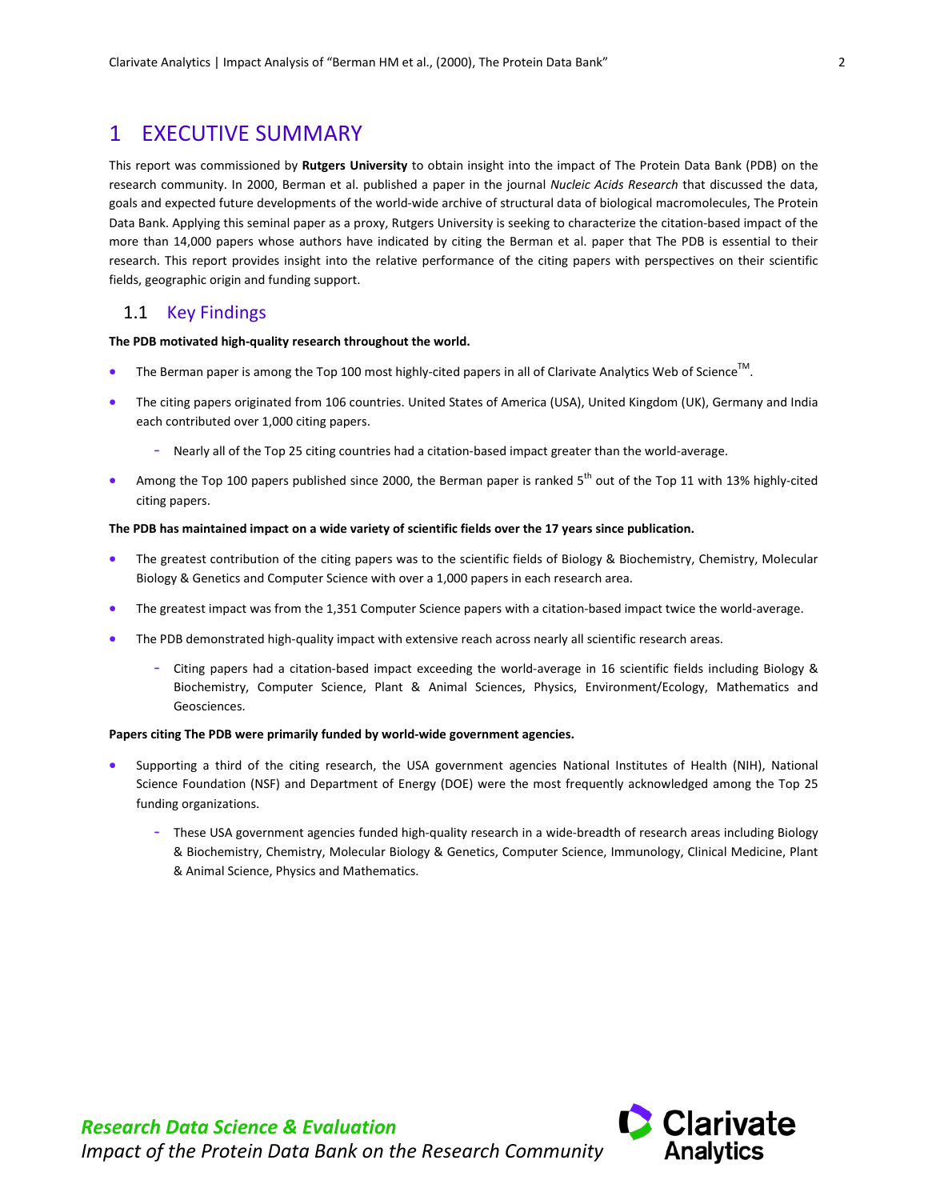# 1 EXECUTIVE SUMMARY

This report was commissioned by **Rutgers University** to obtain insight into the impact of The Protein Data Bank (PDB) on the research community. In 2000, Berman et al. published a paper in the journal *Nucleic Acids Research* that discussed the data, goals and expected future developments of the world-wide archive of structural data of biological macromolecules, The Protein Data Bank. Applying this seminal paper as a proxy, Rutgers University is seeking to characterize the citation-based impact of the more than 14,000 papers whose authors have indicated by citing the Berman et al. paper that The PDB is essential to their research. This report provides insight into the relative performance of the citing papers with perspectives on their scientific fields, geographic origin and funding support.

## 1.1 Key Findings

**The PDB motivated high-quality research throughout the world.**

- The Berman paper is among the Top 100 most highly-cited papers in all of Clarivate Analytics Web of Science™.
- The citing papers originated from 106 countries. United States of America (USA), United Kingdom (UK), Germany and India each contributed over 1,000 citing papers.
  - Nearly all of the Top 25 citing countries had a citation-based impact greater than the world-average.
- Among the Top 100 papers published since 2000, the Berman paper is ranked 5th out of the Top 11 with 13% highly-cited citing papers.

**The PDB has maintained impact on a wide variety of scientific fields over the 17 years since publication.**

- The greatest contribution of the citing papers was to the scientific fields of Biology & Biochemistry, Chemistry, Molecular Biology & Genetics and Computer Science with over a 1,000 papers in each research area.
- The greatest impact was from the 1,351 Computer Science papers with a citation-based impact twice the world-average.
- The PDB demonstrated high-quality impact with extensive reach across nearly all scientific research areas.
  - Citing papers had a citation-based impact exceeding the world-average in 16 scientific fields including Biology & Biochemistry, Computer Science, Plant & Animal Sciences, Physics, Environment/Ecology, Mathematics and Geosciences.

**Papers citing The PDB were primarily funded by world-wide government agencies.**

- Supporting a third of the citing research, the USA government agencies National Institutes of Health (NIH), National Science Foundation (NSF) and Department of Energy (DOE) were the most frequently acknowledged among the Top 25 funding organizations.
  - These USA government agencies funded high-quality research in a wide-breadth of research areas including Biology & Biochemistry, Chemistry, Molecular Biology & Genetics, Computer Science, Immunology, Clinical Medicine, Plant & Animal Science, Physics and Mathematics.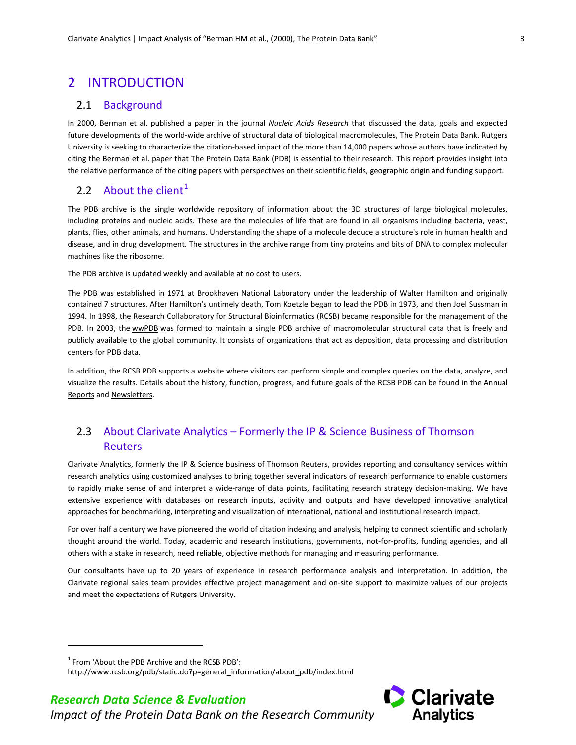# 2 INTRODUCTION

## 2.1 Background

In 2000, Berman et al. published a paper in the journal *Nucleic Acids Research* that discussed the data, goals and expected future developments of the world-wide archive of structural data of biological macromolecules, The Protein Data Bank. Rutgers University is seeking to characterize the citation-based impact of the more than 14,000 papers whose authors have indicated by citing the Berman et al. paper that The Protein Data Bank (PDB) is essential to their research. This report provides insight into the relative performance of the citing papers with perspectives on their scientific fields, geographic origin and funding support.

## 2.2 About the client[1]

The PDB archive is the single worldwide repository of information about the 3D structures of large biological molecules, including proteins and nucleic acids. These are the molecules of life that are found in all organisms including bacteria, yeast, plants, flies, other animals, and humans. Understanding the shape of a molecule deduce a structure's role in human health and disease, and in drug development. The structures in the archive range from tiny proteins and bits of DNA to complex molecular machines like the ribosome.

The PDB archive is updated weekly and available at no cost to users.

The PDB was established in 1971 at Brookhaven National Laboratory under the leadership of Walter Hamilton and originally contained 7 structures. After Hamilton's untimely death, Tom Koetzle began to lead the PDB in 1973, and then Joel Sussman in 1994. In 1998, the Research Collaboratory for Structural Bioinformatics (RCSB) became responsible for the management of the PDB. In 2003, the wwPDB was formed to maintain a single PDB archive of macromolecular structural data that is freely and publicly available to the global community. It consists of organizations that act as deposition, data processing and distribution centers for PDB data.

In addition, the RCSB PDB supports a website where visitors can perform simple and complex queries on the data, analyze, and visualize the results. Details about the history, function, progress, and future goals of the RCSB PDB can be found in the Annual Reports and Newsletters.

## 2.3 About Clarivate Analytics – Formerly the IP & Science Business of Thomson Reuters

Clarivate Analytics, formerly the IP & Science business of Thomson Reuters, provides reporting and consultancy services within research analytics using customized analyses to bring together several indicators of research performance to enable customers to rapidly make sense of and interpret a wide-range of data points, facilitating research strategy decision-making. We have extensive experience with databases on research inputs, activity and outputs and have developed innovative analytical approaches for benchmarking, interpreting and visualization of international, national and institutional research impact.

For over half a century we have pioneered the world of citation indexing and analysis, helping to connect scientific and scholarly thought around the world. Today, academic and research institutions, governments, not-for-profits, funding agencies, and all others with a stake in research, need reliable, objective methods for managing and measuring performance.

Our consultants have up to 20 years of experience in research performance analysis and interpretation. In addition, the Clarivate regional sales team provides effective project management and on-site support to maximize values of our projects and meet the expectations of Rutgers University.

[1] From 'About the PDB Archive and the RCSB PDB': http://www.rcsb.org/pdb/static.do?p=general_information/about_pdb/index.html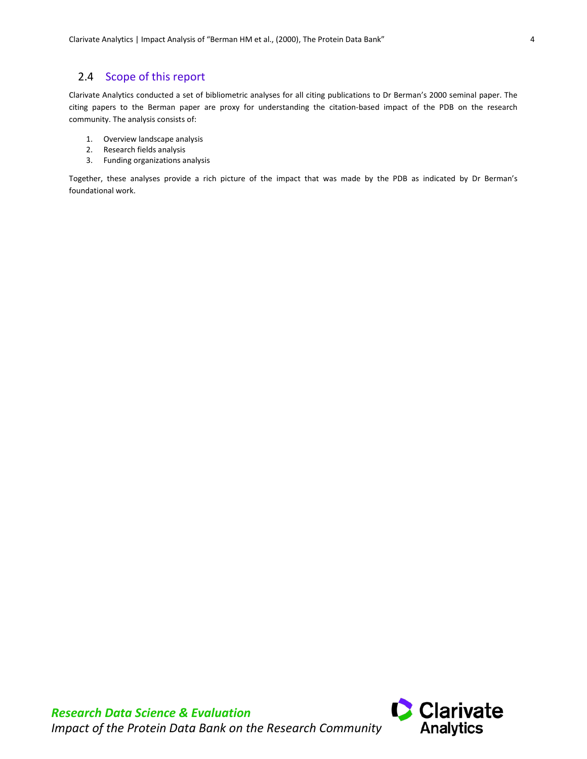## 2.4 Scope of this report

Clarivate Analytics conducted a set of bibliometric analyses for all citing publications to Dr Berman's 2000 seminal paper. The citing papers to the Berman paper are proxy for understanding the citation-based impact of the PDB on the research community. The analysis consists of:

1. Overview landscape analysis
2. Research fields analysis
3. Funding organizations analysis

Together, these analyses provide a rich picture of the impact that was made by the PDB as indicated by Dr Berman's foundational work.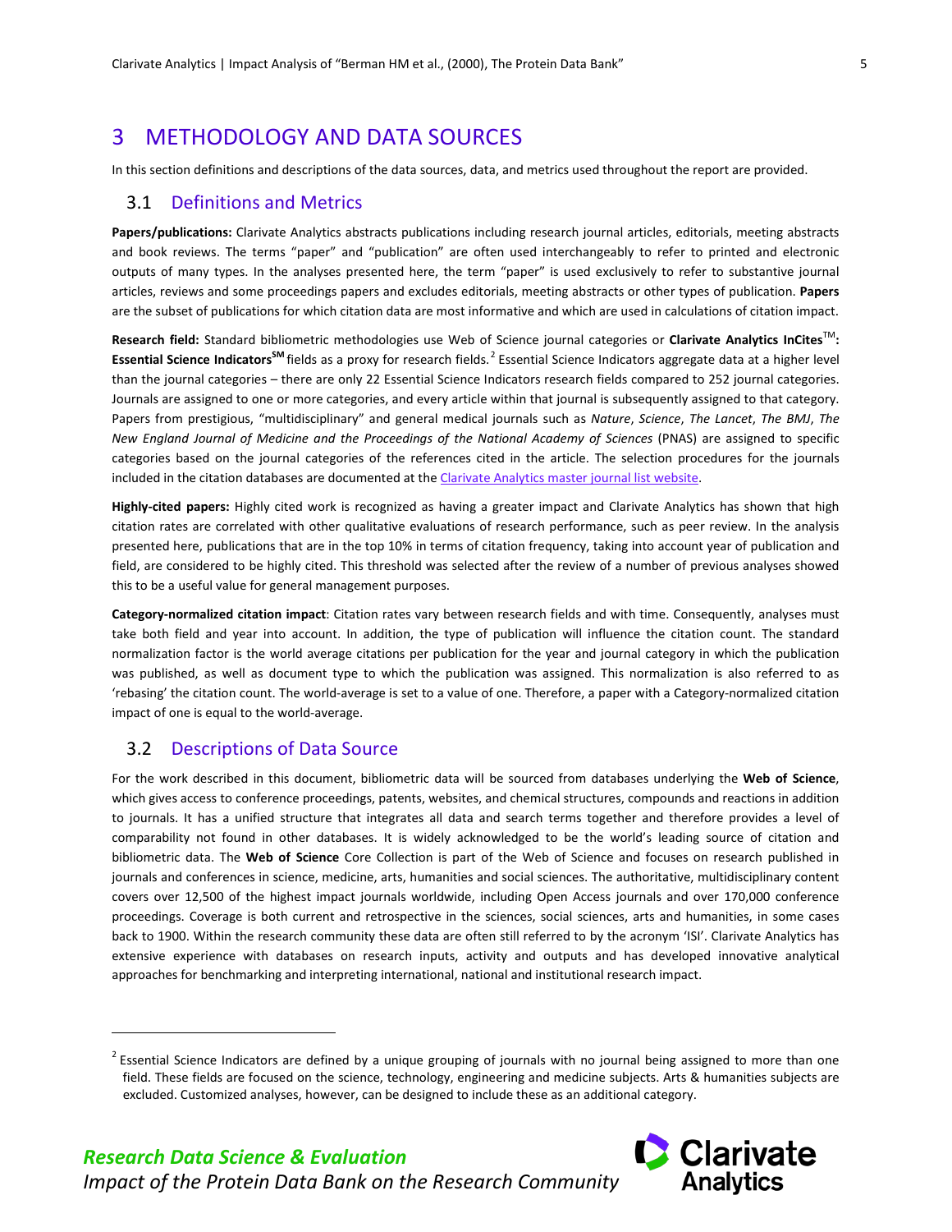# 3 METHODOLOGY AND DATA SOURCES

In this section definitions and descriptions of the data sources, data, and metrics used throughout the report are provided.

## 3.1 Definitions and Metrics

**Papers/publications:** Clarivate Analytics abstracts publications including research journal articles, editorials, meeting abstracts and book reviews. The terms "paper" and "publication" are often used interchangeably to refer to printed and electronic outputs of many types. In the analyses presented here, the term "paper" is used exclusively to refer to substantive journal articles, reviews and some proceedings papers and excludes editorials, meeting abstracts or other types of publication. **Papers** are the subset of publications for which citation data are most informative and which are used in calculations of citation impact.

**Research field:** Standard bibliometric methodologies use Web of Science journal categories or **Clarivate Analytics InCites™: Essential Science Indicators℠** fields as a proxy for research fields.[2] Essential Science Indicators aggregate data at a higher level than the journal categories – there are only 22 Essential Science Indicators research fields compared to 252 journal categories. Journals are assigned to one or more categories, and every article within that journal is subsequently assigned to that category. Papers from prestigious, "multidisciplinary" and general medical journals such as *Nature*, *Science*, *The Lancet*, *The BMJ*, *The New England Journal of Medicine and the Proceedings of the National Academy of Sciences* (PNAS) are assigned to specific categories based on the journal categories of the references cited in the article. The selection procedures for the journals included in the citation databases are documented at the Clarivate Analytics master journal list website.

**Highly-cited papers:** Highly cited work is recognized as having a greater impact and Clarivate Analytics has shown that high citation rates are correlated with other qualitative evaluations of research performance, such as peer review. In the analysis presented here, publications that are in the top 10% in terms of citation frequency, taking into account year of publication and field, are considered to be highly cited. This threshold was selected after the review of a number of previous analyses showed this to be a useful value for general management purposes.

**Category-normalized citation impact**: Citation rates vary between research fields and with time. Consequently, analyses must take both field and year into account. In addition, the type of publication will influence the citation count. The standard normalization factor is the world average citations per publication for the year and journal category in which the publication was published, as well as document type to which the publication was assigned. This normalization is also referred to as 'rebasing' the citation count. The world-average is set to a value of one. Therefore, a paper with a Category-normalized citation impact of one is equal to the world-average.

## 3.2 Descriptions of Data Source

For the work described in this document, bibliometric data will be sourced from databases underlying the **Web of Science**, which gives access to conference proceedings, patents, websites, and chemical structures, compounds and reactions in addition to journals. It has a unified structure that integrates all data and search terms together and therefore provides a level of comparability not found in other databases. It is widely acknowledged to be the world's leading source of citation and bibliometric data. The **Web of Science** Core Collection is part of the Web of Science and focuses on research published in journals and conferences in science, medicine, arts, humanities and social sciences. The authoritative, multidisciplinary content covers over 12,500 of the highest impact journals worldwide, including Open Access journals and over 170,000 conference proceedings. Coverage is both current and retrospective in the sciences, social sciences, arts and humanities, in some cases back to 1900. Within the research community these data are often still referred to by the acronym 'ISI'. Clarivate Analytics has extensive experience with databases on research inputs, activity and outputs and has developed innovative analytical approaches for benchmarking and interpreting international, national and institutional research impact.

---

[2] Essential Science Indicators are defined by a unique grouping of journals with no journal being assigned to more than one field. These fields are focused on the science, technology, engineering and medicine subjects. Arts & humanities subjects are excluded. Customized analyses, however, can be designed to include these as an additional category.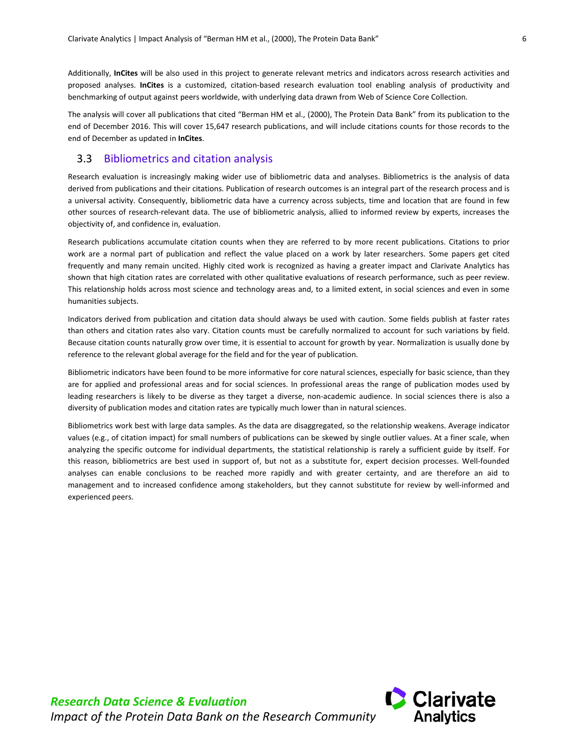Additionally, **InCites** will be also used in this project to generate relevant metrics and indicators across research activities and proposed analyses. **InCites** is a customized, citation-based research evaluation tool enabling analysis of productivity and benchmarking of output against peers worldwide, with underlying data drawn from Web of Science Core Collection.

The analysis will cover all publications that cited "Berman HM et al., (2000), The Protein Data Bank" from its publication to the end of December 2016. This will cover 15,647 research publications, and will include citations counts for those records to the end of December as updated in **InCites**.

## 3.3 Bibliometrics and citation analysis

Research evaluation is increasingly making wider use of bibliometric data and analyses. Bibliometrics is the analysis of data derived from publications and their citations. Publication of research outcomes is an integral part of the research process and is a universal activity. Consequently, bibliometric data have a currency across subjects, time and location that are found in few other sources of research-relevant data. The use of bibliometric analysis, allied to informed review by experts, increases the objectivity of, and confidence in, evaluation.

Research publications accumulate citation counts when they are referred to by more recent publications. Citations to prior work are a normal part of publication and reflect the value placed on a work by later researchers. Some papers get cited frequently and many remain uncited. Highly cited work is recognized as having a greater impact and Clarivate Analytics has shown that high citation rates are correlated with other qualitative evaluations of research performance, such as peer review. This relationship holds across most science and technology areas and, to a limited extent, in social sciences and even in some humanities subjects.

Indicators derived from publication and citation data should always be used with caution. Some fields publish at faster rates than others and citation rates also vary. Citation counts must be carefully normalized to account for such variations by field. Because citation counts naturally grow over time, it is essential to account for growth by year. Normalization is usually done by reference to the relevant global average for the field and for the year of publication.

Bibliometric indicators have been found to be more informative for core natural sciences, especially for basic science, than they are for applied and professional areas and for social sciences. In professional areas the range of publication modes used by leading researchers is likely to be diverse as they target a diverse, non-academic audience. In social sciences there is also a diversity of publication modes and citation rates are typically much lower than in natural sciences.

Bibliometrics work best with large data samples. As the data are disaggregated, so the relationship weakens. Average indicator values (e.g., of citation impact) for small numbers of publications can be skewed by single outlier values. At a finer scale, when analyzing the specific outcome for individual departments, the statistical relationship is rarely a sufficient guide by itself. For this reason, bibliometrics are best used in support of, but not as a substitute for, expert decision processes. Well-founded analyses can enable conclusions to be reached more rapidly and with greater certainty, and are therefore an aid to management and to increased confidence among stakeholders, but they cannot substitute for review by well-informed and experienced peers.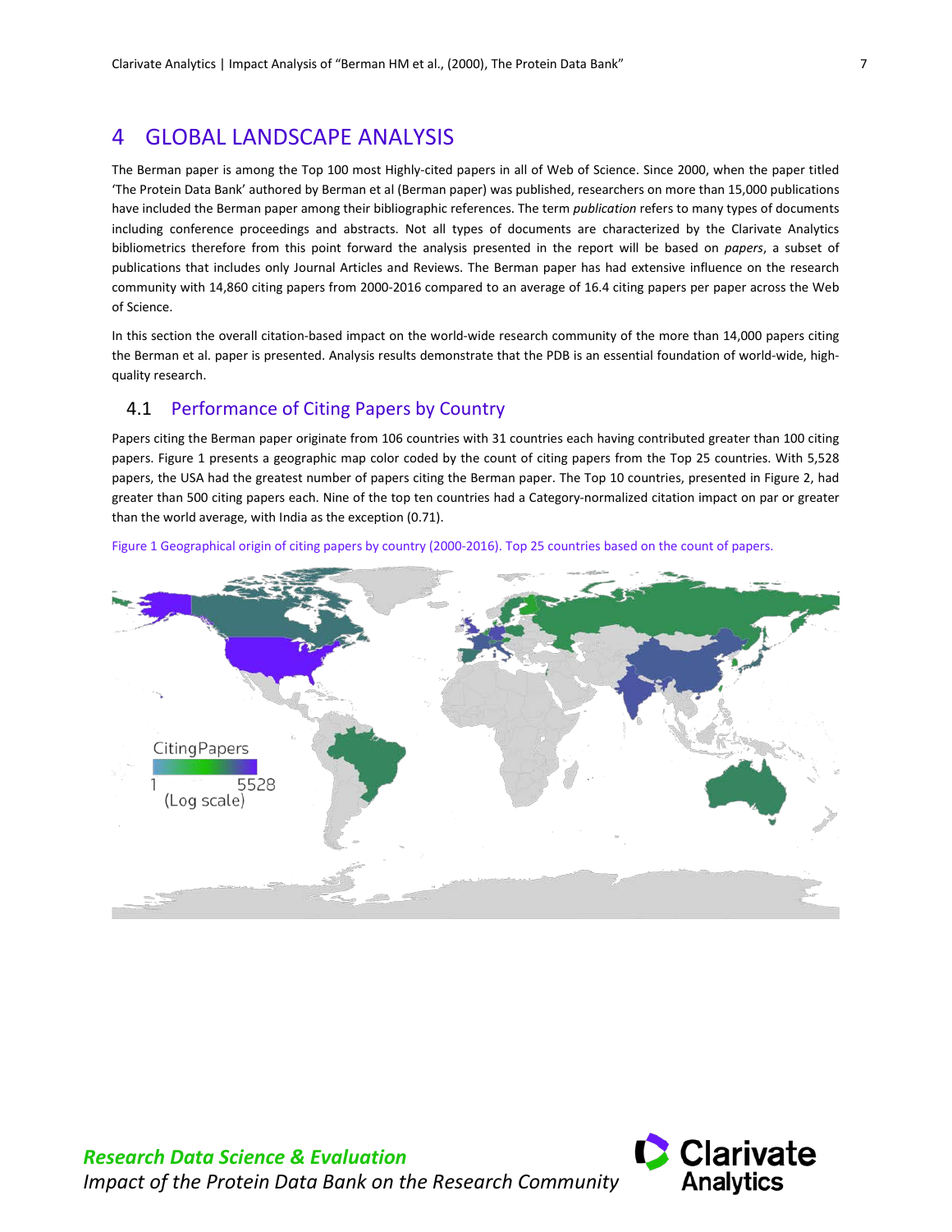# 4 GLOBAL LANDSCAPE ANALYSIS

The Berman paper is among the Top 100 most Highly-cited papers in all of Web of Science. Since 2000, when the paper titled 'The Protein Data Bank' authored by Berman et al (Berman paper) was published, researchers on more than 15,000 publications have included the Berman paper among their bibliographic references. The term *publication* refers to many types of documents including conference proceedings and abstracts. Not all types of documents are characterized by the Clarivate Analytics bibliometrics therefore from this point forward the analysis presented in the report will be based on *papers*, a subset of publications that includes only Journal Articles and Reviews. The Berman paper has had extensive influence on the research community with 14,860 citing papers from 2000-2016 compared to an average of 16.4 citing papers per paper across the Web of Science.

In this section the overall citation-based impact on the world-wide research community of the more than 14,000 papers citing the Berman et al. paper is presented. Analysis results demonstrate that the PDB is an essential foundation of world-wide, high-quality research.

## 4.1 Performance of Citing Papers by Country

Papers citing the Berman paper originate from 106 countries with 31 countries each having contributed greater than 100 citing papers. Figure 1 presents a geographic map color coded by the count of citing papers from the Top 25 countries. With 5,528 papers, the USA had the greatest number of papers citing the Berman paper. The Top 10 countries, presented in Figure 2, had greater than 500 citing papers each. Nine of the top ten countries had a Category-normalized citation impact on par or greater than the world average, with India as the exception (0.71).

Figure 1 Geographical origin of citing papers by country (2000-2016). Top 25 countries based on the count of papers.

CitingPapers

1 5528

(Log scale)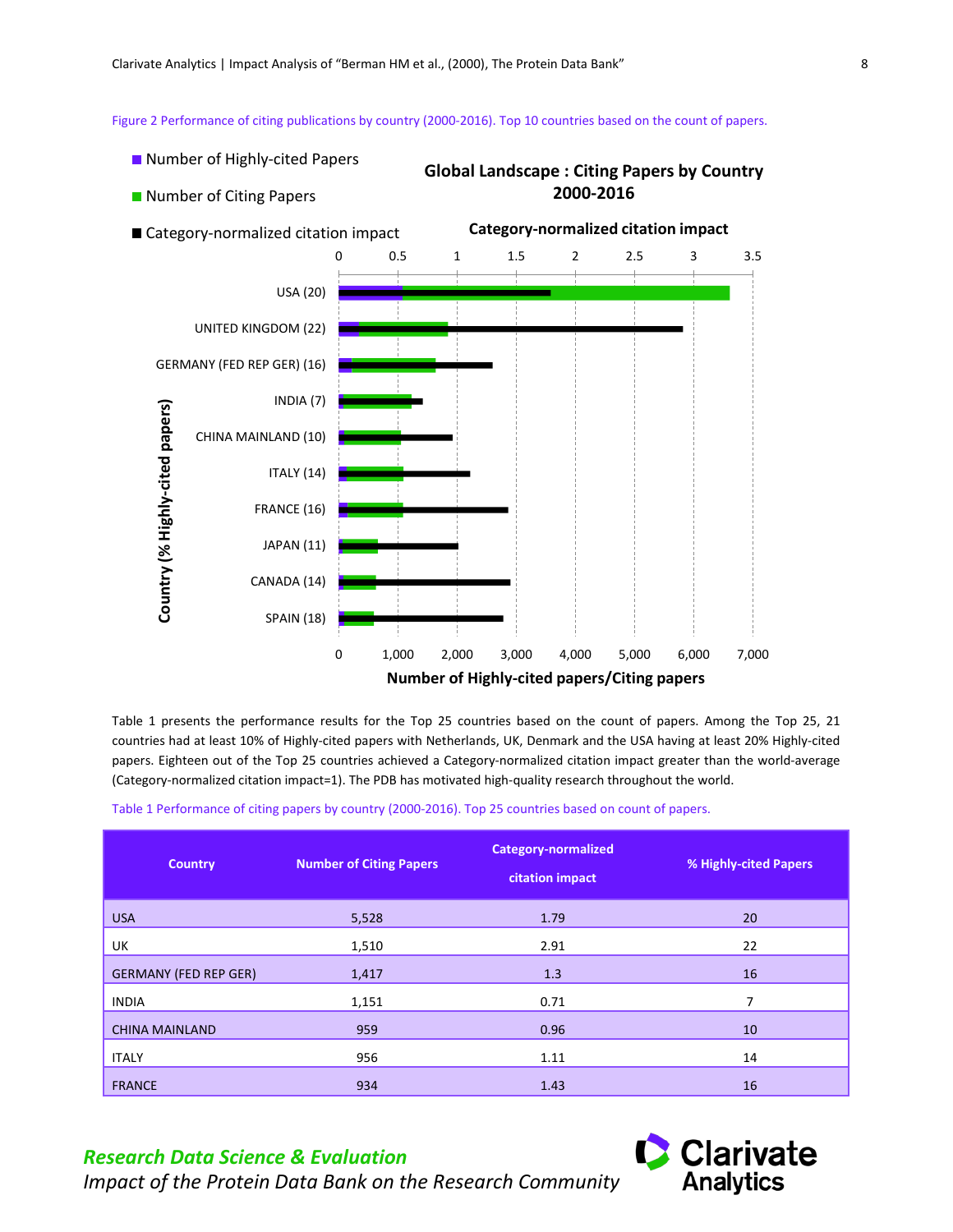Figure 2 Performance of citing publications by country (2000-2016). Top 10 countries based on the count of papers.

**Global Landscape : Citing Papers by Country 2000-2016**

- Number of Highly-cited Papers
- Number of Citing Papers
- Category-normalized citation impact

Category-normalized citation impact

Country (% Highly-cited papers): USA (20), UNITED KINGDOM (22), GERMANY (FED REP GER) (16), INDIA (7), CHINA MAINLAND (10), ITALY (14), FRANCE (16), JAPAN (11), CANADA (14), SPAIN (18)

Number of Highly-cited papers/Citing papers

Table 1 presents the performance results for the Top 25 countries based on the count of papers. Among the Top 25, 21 countries had at least 10% of Highly-cited papers with Netherlands, UK, Denmark and the USA having at least 20% Highly-cited papers. Eighteen out of the Top 25 countries achieved a Category-normalized citation impact greater than the world-average (Category-normalized citation impact=1). The PDB has motivated high-quality research throughout the world.

Table 1 Performance of citing papers by country (2000-2016). Top 25 countries based on count of papers.

| Country | Number of Citing Papers | Category-normalized citation impact | % Highly-cited Papers |
|---|---|---|---|
| USA | 5,528 | 1.79 | 20 |
| UK | 1,510 | 2.91 | 22 |
| GERMANY (FED REP GER) | 1,417 | 1.3 | 16 |
| INDIA | 1,151 | 0.71 | 7 |
| CHINA MAINLAND | 959 | 0.96 | 10 |
| ITALY | 956 | 1.11 | 14 |
| FRANCE | 934 | 1.43 | 16 |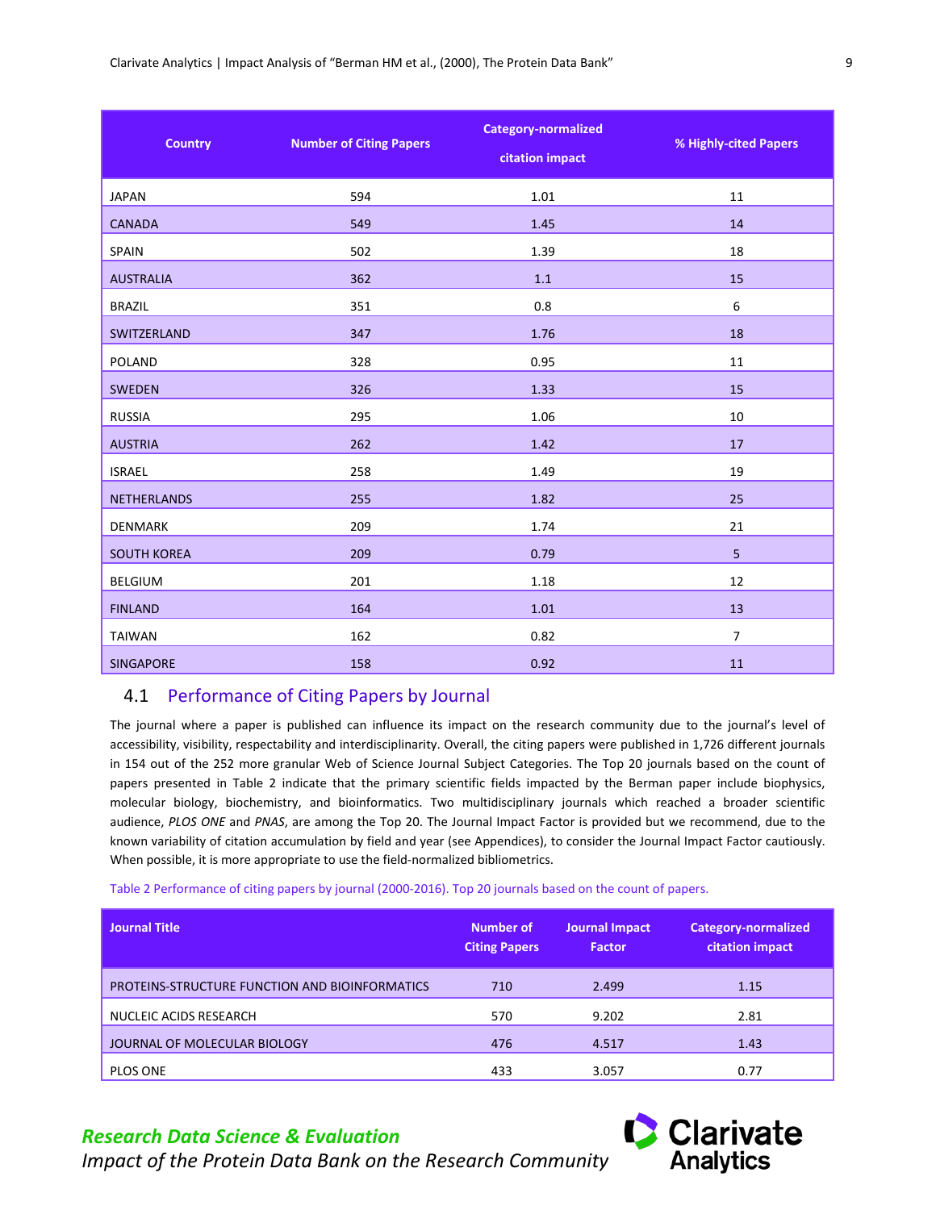| Country | Number of Citing Papers | Category-normalized citation impact | % Highly-cited Papers |
|---|---|---|---|
| JAPAN | 594 | 1.01 | 11 |
| CANADA | 549 | 1.45 | 14 |
| SPAIN | 502 | 1.39 | 18 |
| AUSTRALIA | 362 | 1.1 | 15 |
| BRAZIL | 351 | 0.8 | 6 |
| SWITZERLAND | 347 | 1.76 | 18 |
| POLAND | 328 | 0.95 | 11 |
| SWEDEN | 326 | 1.33 | 15 |
| RUSSIA | 295 | 1.06 | 10 |
| AUSTRIA | 262 | 1.42 | 17 |
| ISRAEL | 258 | 1.49 | 19 |
| NETHERLANDS | 255 | 1.82 | 25 |
| DENMARK | 209 | 1.74 | 21 |
| SOUTH KOREA | 209 | 0.79 | 5 |
| BELGIUM | 201 | 1.18 | 12 |
| FINLAND | 164 | 1.01 | 13 |
| TAIWAN | 162 | 0.82 | 7 |
| SINGAPORE | 158 | 0.92 | 11 |

## 4.1 Performance of Citing Papers by Journal

The journal where a paper is published can influence its impact on the research community due to the journal's level of accessibility, visibility, respectability and interdisciplinarity. Overall, the citing papers were published in 1,726 different journals in 154 out of the 252 more granular Web of Science Journal Subject Categories. The Top 20 journals based on the count of papers presented in Table 2 indicate that the primary scientific fields impacted by the Berman paper include biophysics, molecular biology, biochemistry, and bioinformatics. Two multidisciplinary journals which reached a broader scientific audience, *PLOS ONE* and *PNAS*, are among the Top 20. The Journal Impact Factor is provided but we recommend, due to the known variability of citation accumulation by field and year (see Appendices), to consider the Journal Impact Factor cautiously. When possible, it is more appropriate to use the field-normalized bibliometrics.

Table 2 Performance of citing papers by journal (2000-2016). Top 20 journals based on the count of papers.

| Journal Title | Number of Citing Papers | Journal Impact Factor | Category-normalized citation impact |
|---|---|---|---|
| PROTEINS-STRUCTURE FUNCTION AND BIOINFORMATICS | 710 | 2.499 | 1.15 |
| NUCLEIC ACIDS RESEARCH | 570 | 9.202 | 2.81 |
| JOURNAL OF MOLECULAR BIOLOGY | 476 | 4.517 | 1.43 |
| PLOS ONE | 433 | 3.057 | 0.77 |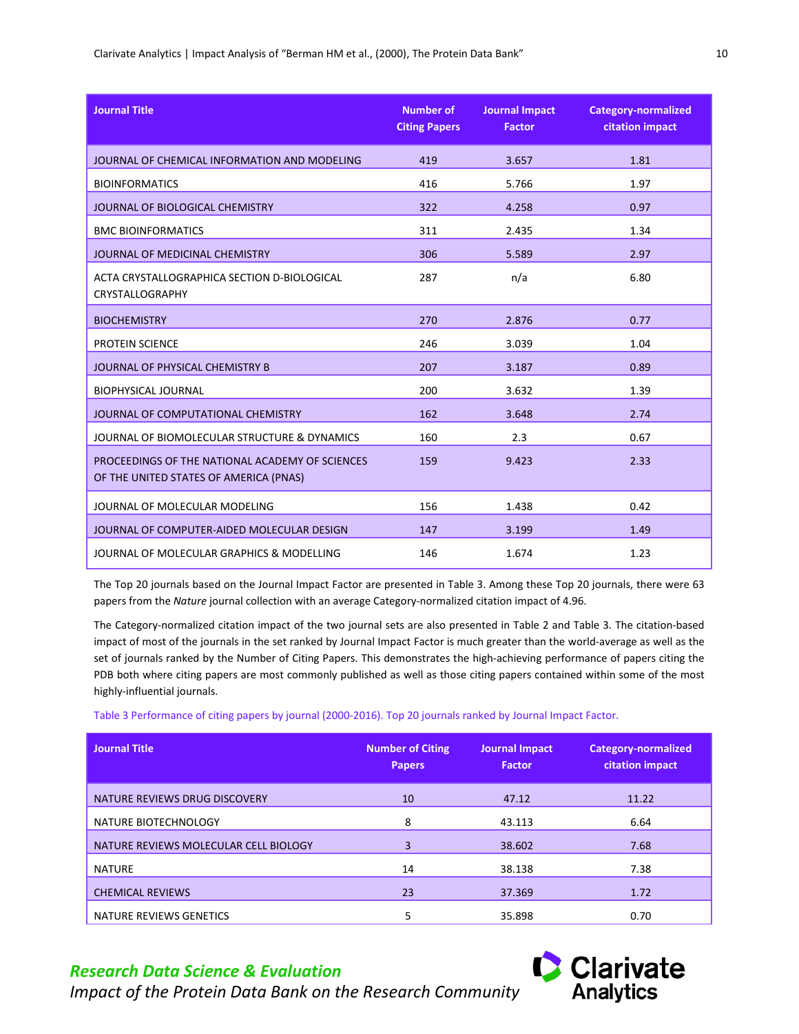| Journal Title | Number of Citing Papers | Journal Impact Factor | Category-normalized citation impact |
|---|---|---|---|
| JOURNAL OF CHEMICAL INFORMATION AND MODELING | 419 | 3.657 | 1.81 |
| BIOINFORMATICS | 416 | 5.766 | 1.97 |
| JOURNAL OF BIOLOGICAL CHEMISTRY | 322 | 4.258 | 0.97 |
| BMC BIOINFORMATICS | 311 | 2.435 | 1.34 |
| JOURNAL OF MEDICINAL CHEMISTRY | 306 | 5.589 | 2.97 |
| ACTA CRYSTALLOGRAPHICA SECTION D-BIOLOGICAL CRYSTALLOGRAPHY | 287 | n/a | 6.80 |
| BIOCHEMISTRY | 270 | 2.876 | 0.77 |
| PROTEIN SCIENCE | 246 | 3.039 | 1.04 |
| JOURNAL OF PHYSICAL CHEMISTRY B | 207 | 3.187 | 0.89 |
| BIOPHYSICAL JOURNAL | 200 | 3.632 | 1.39 |
| JOURNAL OF COMPUTATIONAL CHEMISTRY | 162 | 3.648 | 2.74 |
| JOURNAL OF BIOMOLECULAR STRUCTURE & DYNAMICS | 160 | 2.3 | 0.67 |
| PROCEEDINGS OF THE NATIONAL ACADEMY OF SCIENCES OF THE UNITED STATES OF AMERICA (PNAS) | 159 | 9.423 | 2.33 |
| JOURNAL OF MOLECULAR MODELING | 156 | 1.438 | 0.42 |
| JOURNAL OF COMPUTER-AIDED MOLECULAR DESIGN | 147 | 3.199 | 1.49 |
| JOURNAL OF MOLECULAR GRAPHICS & MODELLING | 146 | 1.674 | 1.23 |

The Top 20 journals based on the Journal Impact Factor are presented in Table 3. Among these Top 20 journals, there were 63 papers from the *Nature* journal collection with an average Category-normalized citation impact of 4.96.

The Category-normalized citation impact of the two journal sets are also presented in Table 2 and Table 3. The citation-based impact of most of the journals in the set ranked by Journal Impact Factor is much greater than the world-average as well as the set of journals ranked by the Number of Citing Papers. This demonstrates the high-achieving performance of papers citing the PDB both where citing papers are most commonly published as well as those citing papers contained within some of the most highly-influential journals.

Table 3 Performance of citing papers by journal (2000-2016). Top 20 journals ranked by Journal Impact Factor.

| Journal Title | Number of Citing Papers | Journal Impact Factor | Category-normalized citation impact |
|---|---|---|---|
| NATURE REVIEWS DRUG DISCOVERY | 10 | 47.12 | 11.22 |
| NATURE BIOTECHNOLOGY | 8 | 43.113 | 6.64 |
| NATURE REVIEWS MOLECULAR CELL BIOLOGY | 3 | 38.602 | 7.68 |
| NATURE | 14 | 38.138 | 7.38 |
| CHEMICAL REVIEWS | 23 | 37.369 | 1.72 |
| NATURE REVIEWS GENETICS | 5 | 35.898 | 0.70 |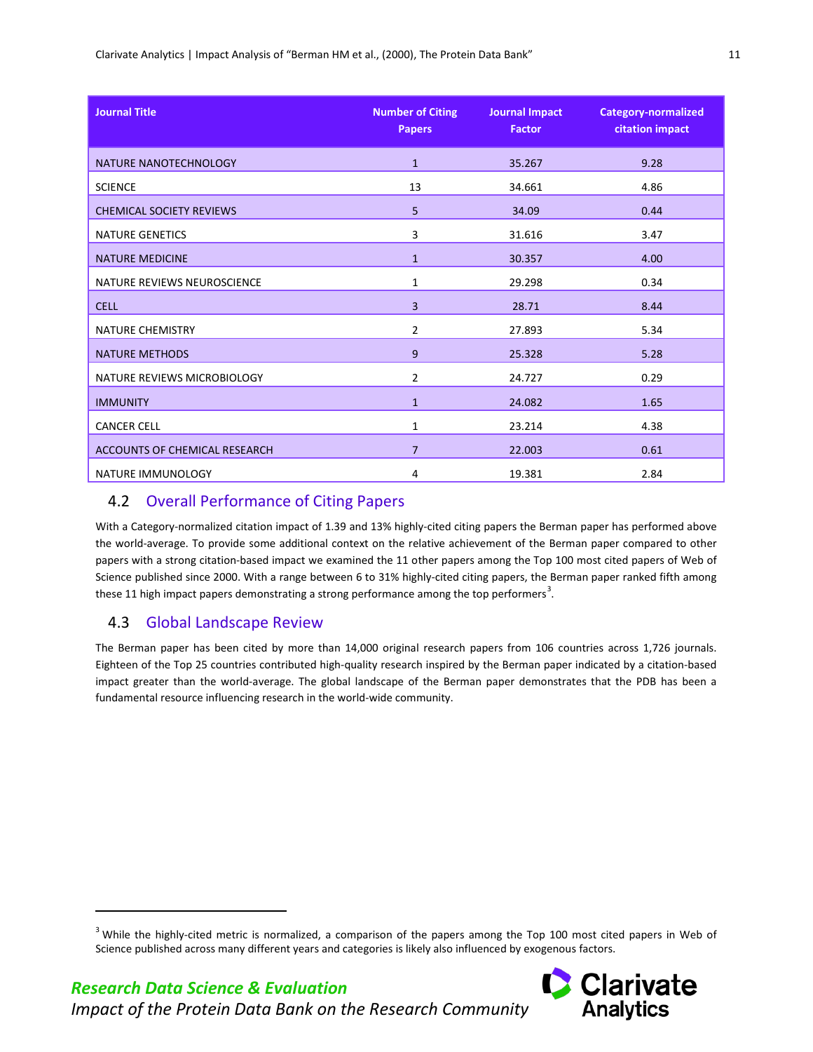| Journal Title | Number of Citing Papers | Journal Impact Factor | Category-normalized citation impact |
|---|---|---|---|
| NATURE NANOTECHNOLOGY | 1 | 35.267 | 9.28 |
| SCIENCE | 13 | 34.661 | 4.86 |
| CHEMICAL SOCIETY REVIEWS | 5 | 34.09 | 0.44 |
| NATURE GENETICS | 3 | 31.616 | 3.47 |
| NATURE MEDICINE | 1 | 30.357 | 4.00 |
| NATURE REVIEWS NEUROSCIENCE | 1 | 29.298 | 0.34 |
| CELL | 3 | 28.71 | 8.44 |
| NATURE CHEMISTRY | 2 | 27.893 | 5.34 |
| NATURE METHODS | 9 | 25.328 | 5.28 |
| NATURE REVIEWS MICROBIOLOGY | 2 | 24.727 | 0.29 |
| IMMUNITY | 1 | 24.082 | 1.65 |
| CANCER CELL | 1 | 23.214 | 4.38 |
| ACCOUNTS OF CHEMICAL RESEARCH | 7 | 22.003 | 0.61 |
| NATURE IMMUNOLOGY | 4 | 19.381 | 2.84 |

## 4.2 Overall Performance of Citing Papers

With a Category-normalized citation impact of 1.39 and 13% highly-cited citing papers the Berman paper has performed above the world-average. To provide some additional context on the relative achievement of the Berman paper compared to other papers with a strong citation-based impact we examined the 11 other papers among the Top 100 most cited papers of Web of Science published since 2000. With a range between 6 to 31% highly-cited citing papers, the Berman paper ranked fifth among these 11 high impact papers demonstrating a strong performance among the top performers[3].

## 4.3 Global Landscape Review

The Berman paper has been cited by more than 14,000 original research papers from 106 countries across 1,726 journals. Eighteen of the Top 25 countries contributed high-quality research inspired by the Berman paper indicated by a citation-based impact greater than the world-average. The global landscape of the Berman paper demonstrates that the PDB has been a fundamental resource influencing research in the world-wide community.

[3] While the highly-cited metric is normalized, a comparison of the papers among the Top 100 most cited papers in Web of Science published across many different years and categories is likely also influenced by exogenous factors.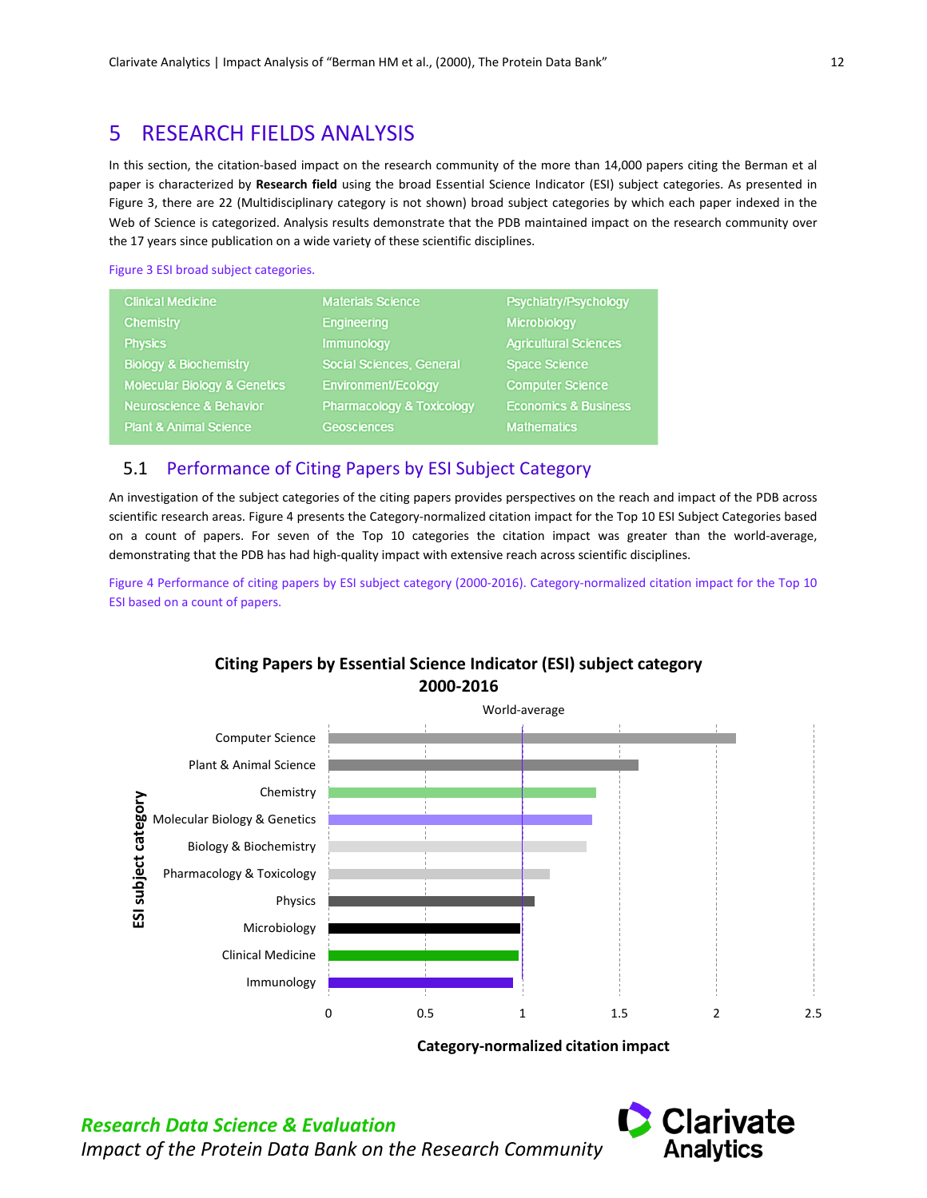# 5 RESEARCH FIELDS ANALYSIS

In this section, the citation-based impact on the research community of the more than 14,000 papers citing the Berman et al paper is characterized by **Research field** using the broad Essential Science Indicator (ESI) subject categories. As presented in Figure 3, there are 22 (Multidisciplinary category is not shown) broad subject categories by which each paper indexed in the Web of Science is categorized. Analysis results demonstrate that the PDB maintained impact on the research community over the 17 years since publication on a wide variety of these scientific disciplines.

Figure 3 ESI broad subject categories.

| | | |
|---|---|---|
| Clinical Medicine | Materials Science | Psychiatry/Psychology |
| Chemistry | Engineering | Microbiology |
| Physics | Immunology | Agricultural Sciences |
| Biology & Biochemistry | Social Sciences, General | Space Science |
| Molecular Biology & Genetics | Environment/Ecology | Computer Science |
| Neuroscience & Behavior | Pharmacology & Toxicology | Economics & Business |
| Plant & Animal Science | Geosciences | Mathematics |

## 5.1 Performance of Citing Papers by ESI Subject Category

An investigation of the subject categories of the citing papers provides perspectives on the reach and impact of the PDB across scientific research areas. Figure 4 presents the Category-normalized citation impact for the Top 10 ESI Subject Categories based on a count of papers. For seven of the Top 10 categories the citation impact was greater than the world-average, demonstrating that the PDB has had high-quality impact with extensive reach across scientific disciplines.

Figure 4 Performance of citing papers by ESI subject category (2000-2016). Category-normalized citation impact for the Top 10 ESI based on a count of papers.

**Citing Papers by Essential Science Indicator (ESI) subject category 2000-2016**

World-average

| ESI subject category | Category-normalized citation impact |
|---|---|
| Computer Science | ~2.1 |
| Plant & Animal Science | ~1.6 |
| Chemistry | ~1.38 |
| Molecular Biology & Genetics | ~1.36 |
| Biology & Biochemistry | ~1.33 |
| Pharmacology & Toxicology | ~1.14 |
| Physics | ~1.06 |
| Microbiology | ~0.99 |
| Clinical Medicine | ~0.98 |
| Immunology | ~0.95 |

Category-normalized citation impact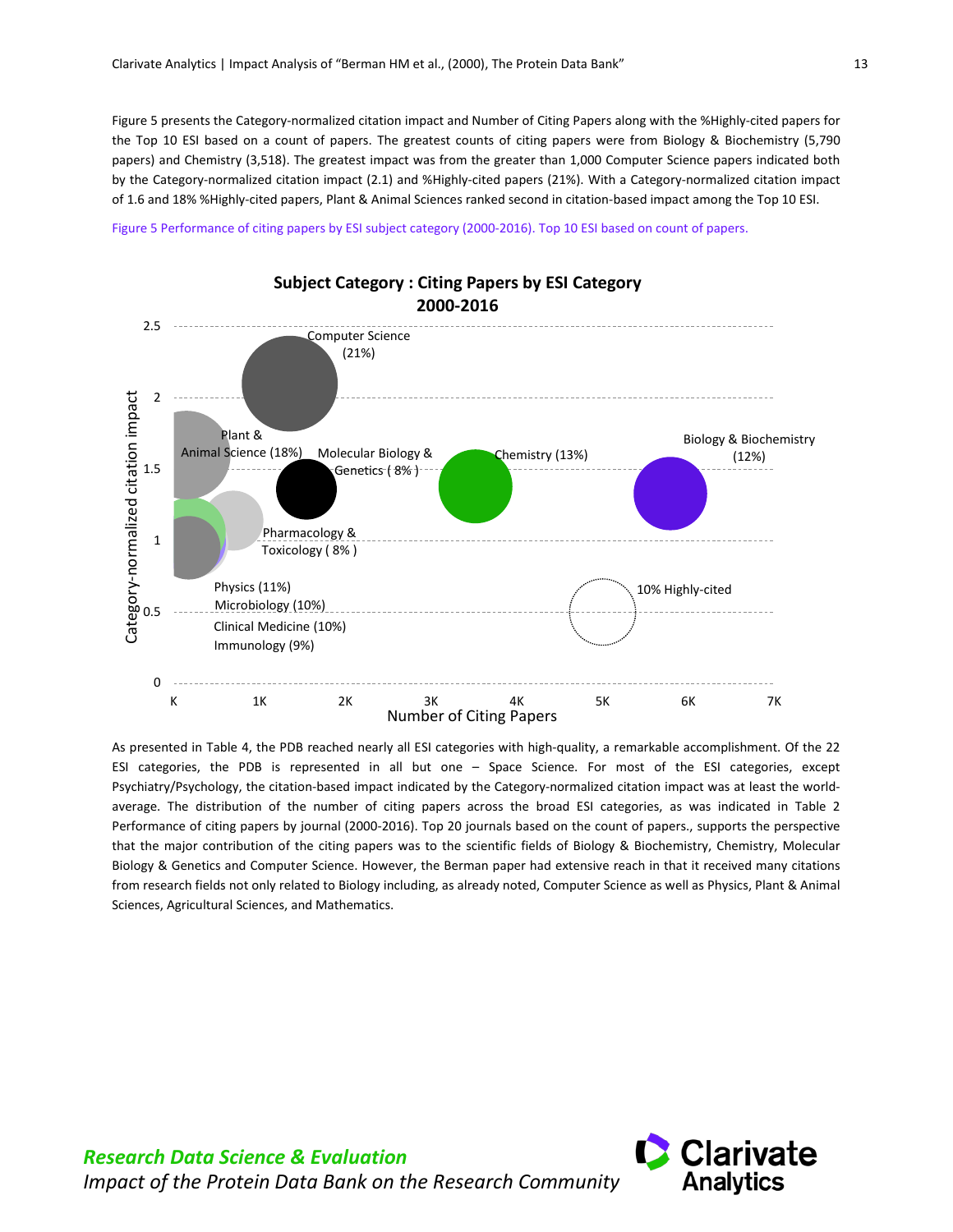Figure 5 presents the Category-normalized citation impact and Number of Citing Papers along with the %Highly-cited papers for the Top 10 ESI based on a count of papers. The greatest counts of citing papers were from Biology & Biochemistry (5,790 papers) and Chemistry (3,518). The greatest impact was from the greater than 1,000 Computer Science papers indicated both by the Category-normalized citation impact (2.1) and %Highly-cited papers (21%). With a Category-normalized citation impact of 1.6 and 18% %Highly-cited papers, Plant & Animal Sciences ranked second in citation-based impact among the Top 10 ESI.

Figure 5 Performance of citing papers by ESI subject category (2000-2016). Top 10 ESI based on count of papers.

**Subject Category : Citing Papers by ESI Category 2000-2016**

Category-normalized citation impact (y-axis: 0 to 2.5) vs. Number of Citing Papers (x-axis: K to 7K)

- Computer Science (21%)
- Plant & Animal Science (18%)
- Molecular Biology & Genetics ( 8% )
- Chemistry (13%)
- Biology & Biochemistry (12%)
- Pharmacology & Toxicology ( 8% )
- Physics (11%)
- Microbiology (10%)
- Clinical Medicine (10%)
- Immunology (9%)
- 10% Highly-cited

As presented in Table 4, the PDB reached nearly all ESI categories with high-quality, a remarkable accomplishment. Of the 22 ESI categories, the PDB is represented in all but one – Space Science. For most of the ESI categories, except Psychiatry/Psychology, the citation-based impact indicated by the Category-normalized citation impact was at least the world-average. The distribution of the number of citing papers across the broad ESI categories, as was indicated in Table 2 Performance of citing papers by journal (2000-2016). Top 20 journals based on the count of papers., supports the perspective that the major contribution of the citing papers was to the scientific fields of Biology & Biochemistry, Chemistry, Molecular Biology & Genetics and Computer Science. However, the Berman paper had extensive reach in that it received many citations from research fields not only related to Biology including, as already noted, Computer Science as well as Physics, Plant & Animal Sciences, Agricultural Sciences, and Mathematics.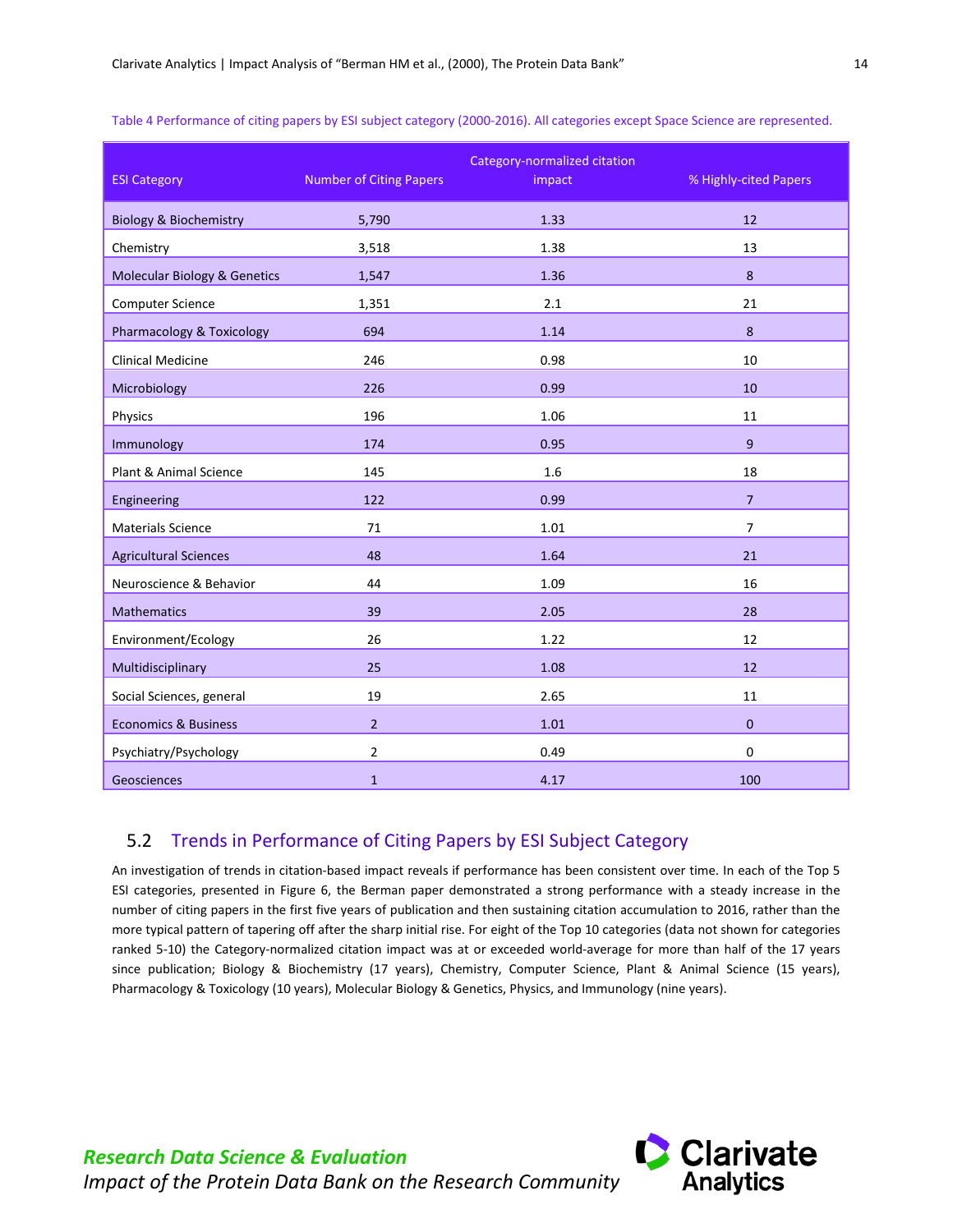Table 4 Performance of citing papers by ESI subject category (2000-2016). All categories except Space Science are represented.

| ESI Category | Number of Citing Papers | Category-normalized citation impact | % Highly-cited Papers |
|---|---|---|---|
| Biology & Biochemistry | 5,790 | 1.33 | 12 |
| Chemistry | 3,518 | 1.38 | 13 |
| Molecular Biology & Genetics | 1,547 | 1.36 | 8 |
| Computer Science | 1,351 | 2.1 | 21 |
| Pharmacology & Toxicology | 694 | 1.14 | 8 |
| Clinical Medicine | 246 | 0.98 | 10 |
| Microbiology | 226 | 0.99 | 10 |
| Physics | 196 | 1.06 | 11 |
| Immunology | 174 | 0.95 | 9 |
| Plant & Animal Science | 145 | 1.6 | 18 |
| Engineering | 122 | 0.99 | 7 |
| Materials Science | 71 | 1.01 | 7 |
| Agricultural Sciences | 48 | 1.64 | 21 |
| Neuroscience & Behavior | 44 | 1.09 | 16 |
| Mathematics | 39 | 2.05 | 28 |
| Environment/Ecology | 26 | 1.22 | 12 |
| Multidisciplinary | 25 | 1.08 | 12 |
| Social Sciences, general | 19 | 2.65 | 11 |
| Economics & Business | 2 | 1.01 | 0 |
| Psychiatry/Psychology | 2 | 0.49 | 0 |
| Geosciences | 1 | 4.17 | 100 |

## 5.2 Trends in Performance of Citing Papers by ESI Subject Category

An investigation of trends in citation-based impact reveals if performance has been consistent over time. In each of the Top 5 ESI categories, presented in Figure 6, the Berman paper demonstrated a strong performance with a steady increase in the number of citing papers in the first five years of publication and then sustaining citation accumulation to 2016, rather than the more typical pattern of tapering off after the sharp initial rise. For eight of the Top 10 categories (data not shown for categories ranked 5-10) the Category-normalized citation impact was at or exceeded world-average for more than half of the 17 years since publication; Biology & Biochemistry (17 years), Chemistry, Computer Science, Plant & Animal Science (15 years), Pharmacology & Toxicology (10 years), Molecular Biology & Genetics, Physics, and Immunology (nine years).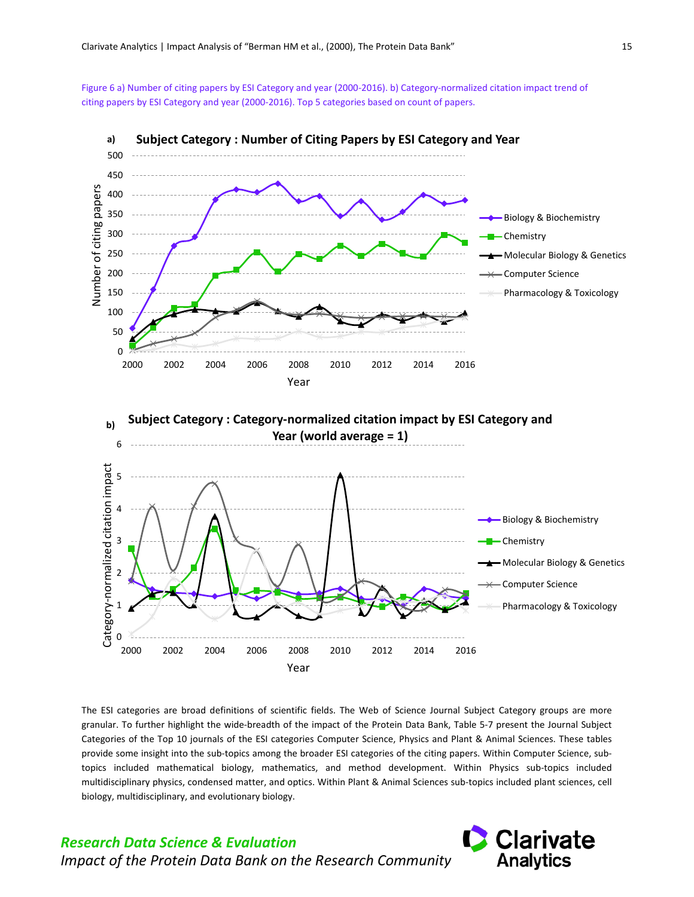Figure 6 a) Number of citing papers by ESI Category and year (2000-2016). b) Category-normalized citation impact trend of citing papers by ESI Category and year (2000-2016). Top 5 categories based on count of papers.

The ESI categories are broad definitions of scientific fields. The Web of Science Journal Subject Category groups are more granular. To further highlight the wide-breadth of the impact of the Protein Data Bank, Table 5-7 present the Journal Subject Categories of the Top 10 journals of the ESI categories Computer Science, Physics and Plant & Animal Sciences. These tables provide some insight into the sub-topics among the broader ESI categories of the citing papers. Within Computer Science, sub-topics included mathematical biology, mathematics, and method development. Within Physics sub-topics included multidisciplinary physics, condensed matter, and optics. Within Plant & Animal Sciences sub-topics included plant sciences, cell biology, multidisciplinary, and evolutionary biology.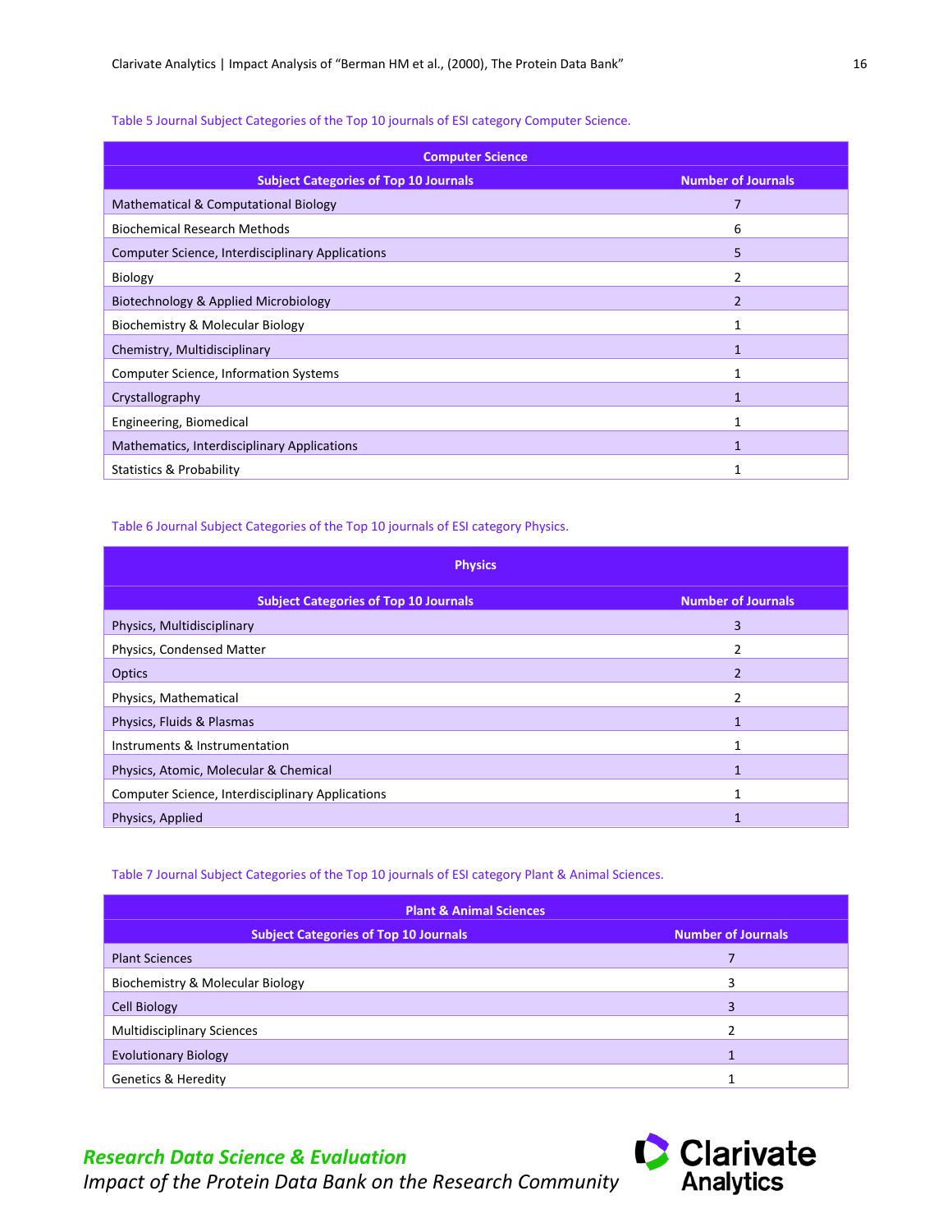Table 5 Journal Subject Categories of the Top 10 journals of ESI category Computer Science.

| Computer Science | |
|---|---|
| **Subject Categories of Top 10 Journals** | **Number of Journals** |
| Mathematical & Computational Biology | 7 |
| Biochemical Research Methods | 6 |
| Computer Science, Interdisciplinary Applications | 5 |
| Biology | 2 |
| Biotechnology & Applied Microbiology | 2 |
| Biochemistry & Molecular Biology | 1 |
| Chemistry, Multidisciplinary | 1 |
| Computer Science, Information Systems | 1 |
| Crystallography | 1 |
| Engineering, Biomedical | 1 |
| Mathematics, Interdisciplinary Applications | 1 |
| Statistics & Probability | 1 |

Table 6 Journal Subject Categories of the Top 10 journals of ESI category Physics.

| Physics | |
|---|---|
| **Subject Categories of Top 10 Journals** | **Number of Journals** |
| Physics, Multidisciplinary | 3 |
| Physics, Condensed Matter | 2 |
| Optics | 2 |
| Physics, Mathematical | 2 |
| Physics, Fluids & Plasmas | 1 |
| Instruments & Instrumentation | 1 |
| Physics, Atomic, Molecular & Chemical | 1 |
| Computer Science, Interdisciplinary Applications | 1 |
| Physics, Applied | 1 |

Table 7 Journal Subject Categories of the Top 10 journals of ESI category Plant & Animal Sciences.

| Plant & Animal Sciences | |
|---|---|
| **Subject Categories of Top 10 Journals** | **Number of Journals** |
| Plant Sciences | 7 |
| Biochemistry & Molecular Biology | 3 |
| Cell Biology | 3 |
| Multidisciplinary Sciences | 2 |
| Evolutionary Biology | 1 |
| Genetics & Heredity | 1 |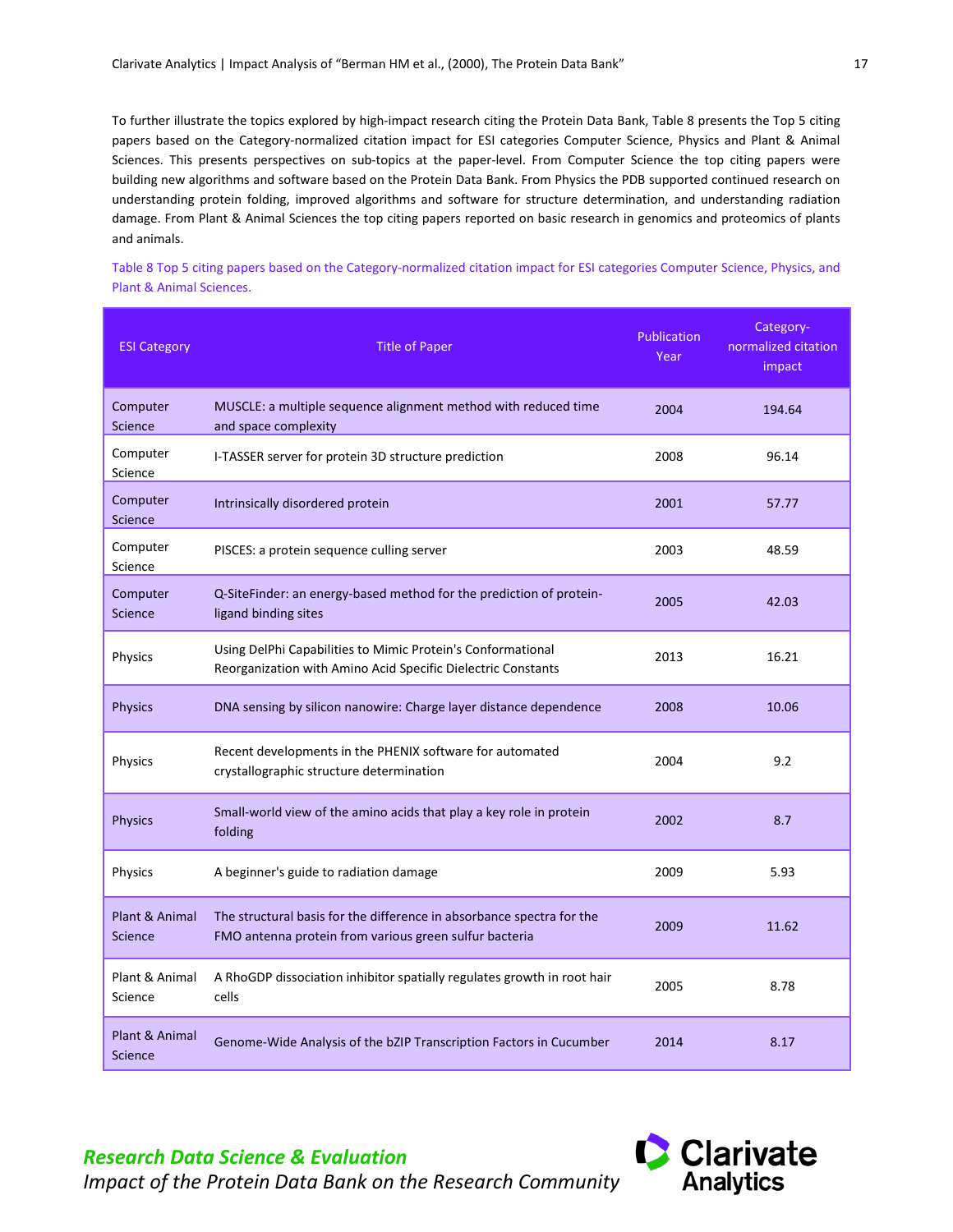To further illustrate the topics explored by high-impact research citing the Protein Data Bank, Table 8 presents the Top 5 citing papers based on the Category-normalized citation impact for ESI categories Computer Science, Physics and Plant & Animal Sciences. This presents perspectives on sub-topics at the paper-level. From Computer Science the top citing papers were building new algorithms and software based on the Protein Data Bank. From Physics the PDB supported continued research on understanding protein folding, improved algorithms and software for structure determination, and understanding radiation damage. From Plant & Animal Sciences the top citing papers reported on basic research in genomics and proteomics of plants and animals.

Table 8 Top 5 citing papers based on the Category-normalized citation impact for ESI categories Computer Science, Physics, and Plant & Animal Sciences.

| ESI Category | Title of Paper | Publication Year | Category-normalized citation impact |
|---|---|---|---|
| Computer Science | MUSCLE: a multiple sequence alignment method with reduced time and space complexity | 2004 | 194.64 |
| Computer Science | I-TASSER server for protein 3D structure prediction | 2008 | 96.14 |
| Computer Science | Intrinsically disordered protein | 2001 | 57.77 |
| Computer Science | PISCES: a protein sequence culling server | 2003 | 48.59 |
| Computer Science | Q-SiteFinder: an energy-based method for the prediction of protein-ligand binding sites | 2005 | 42.03 |
| Physics | Using DelPhi Capabilities to Mimic Protein's Conformational Reorganization with Amino Acid Specific Dielectric Constants | 2013 | 16.21 |
| Physics | DNA sensing by silicon nanowire: Charge layer distance dependence | 2008 | 10.06 |
| Physics | Recent developments in the PHENIX software for automated crystallographic structure determination | 2004 | 9.2 |
| Physics | Small-world view of the amino acids that play a key role in protein folding | 2002 | 8.7 |
| Physics | A beginner's guide to radiation damage | 2009 | 5.93 |
| Plant & Animal Science | The structural basis for the difference in absorbance spectra for the FMO antenna protein from various green sulfur bacteria | 2009 | 11.62 |
| Plant & Animal Science | A RhoGDP dissociation inhibitor spatially regulates growth in root hair cells | 2005 | 8.78 |
| Plant & Animal Science | Genome-Wide Analysis of the bZIP Transcription Factors in Cucumber | 2014 | 8.17 |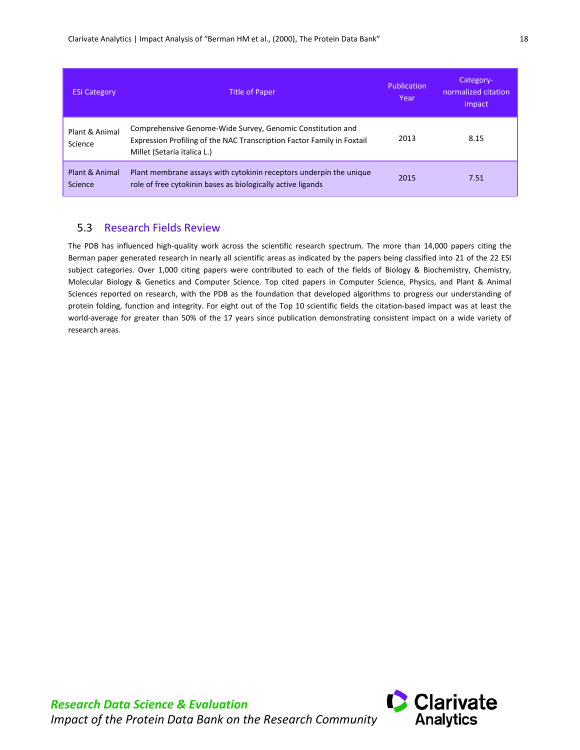| ESI Category | Title of Paper | Publication Year | Category-normalized citation impact |
| --- | --- | --- | --- |
| Plant & Animal Science | Comprehensive Genome-Wide Survey, Genomic Constitution and Expression Profiling of the NAC Transcription Factor Family in Foxtail Millet (Setaria italica L.) | 2013 | 8.15 |
| Plant & Animal Science | Plant membrane assays with cytokinin receptors underpin the unique role of free cytokinin bases as biologically active ligands | 2015 | 7.51 |

## 5.3 Research Fields Review

The PDB has influenced high-quality work across the scientific research spectrum. The more than 14,000 papers citing the Berman paper generated research in nearly all scientific areas as indicated by the papers being classified into 21 of the 22 ESI subject categories. Over 1,000 citing papers were contributed to each of the fields of Biology & Biochemistry, Chemistry, Molecular Biology & Genetics and Computer Science. Top cited papers in Computer Science, Physics, and Plant & Animal Sciences reported on research, with the PDB as the foundation that developed algorithms to progress our understanding of protein folding, function and integrity. For eight out of the Top 10 scientific fields the citation-based impact was at least the world-average for greater than 50% of the 17 years since publication demonstrating consistent impact on a wide variety of research areas.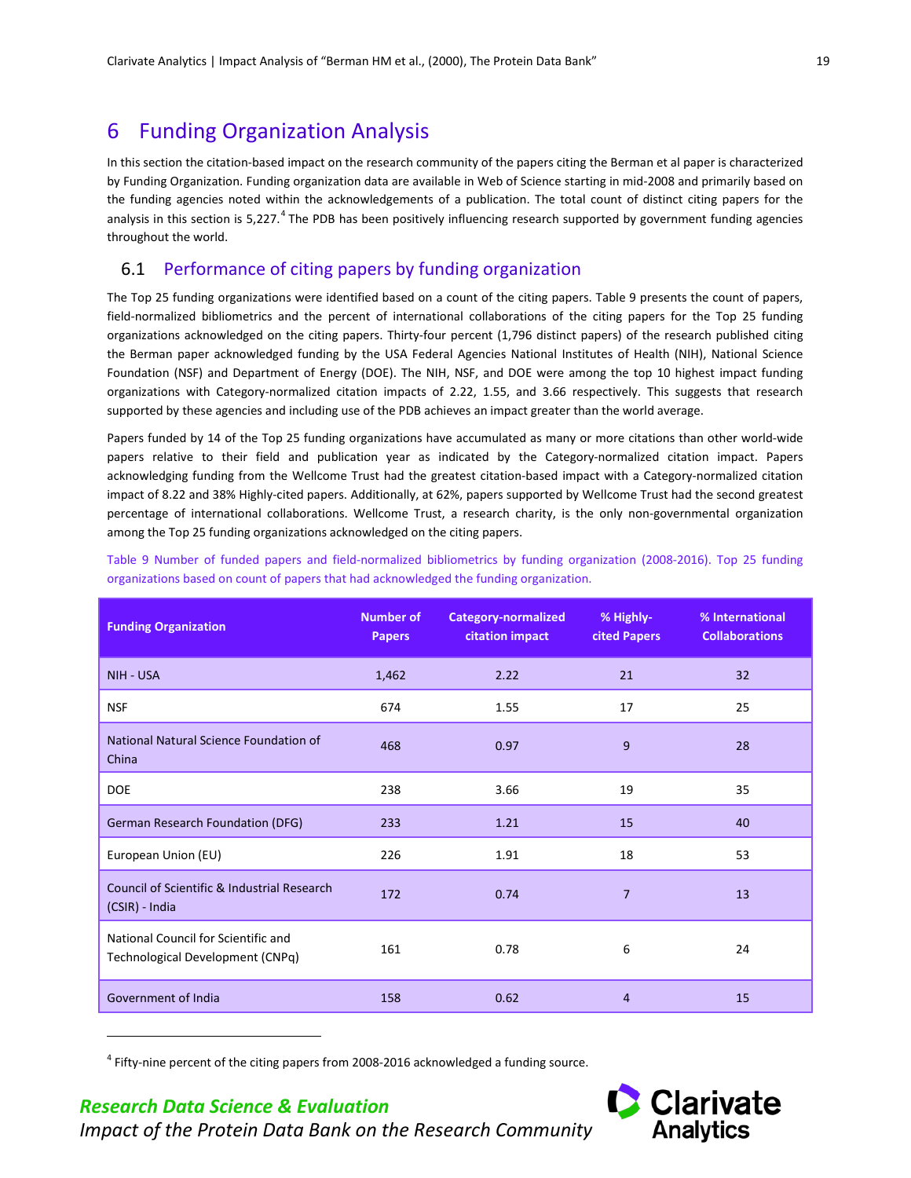# 6 Funding Organization Analysis

In this section the citation-based impact on the research community of the papers citing the Berman et al paper is characterized by Funding Organization. Funding organization data are available in Web of Science starting in mid-2008 and primarily based on the funding agencies noted within the acknowledgements of a publication. The total count of distinct citing papers for the analysis in this section is 5,227.[4] The PDB has been positively influencing research supported by government funding agencies throughout the world.

## 6.1 Performance of citing papers by funding organization

The Top 25 funding organizations were identified based on a count of the citing papers. Table 9 presents the count of papers, field-normalized bibliometrics and the percent of international collaborations of the citing papers for the Top 25 funding organizations acknowledged on the citing papers. Thirty-four percent (1,796 distinct papers) of the research published citing the Berman paper acknowledged funding by the USA Federal Agencies National Institutes of Health (NIH), National Science Foundation (NSF) and Department of Energy (DOE). The NIH, NSF, and DOE were among the top 10 highest impact funding organizations with Category-normalized citation impacts of 2.22, 1.55, and 3.66 respectively. This suggests that research supported by these agencies and including use of the PDB achieves an impact greater than the world average.

Papers funded by 14 of the Top 25 funding organizations have accumulated as many or more citations than other world-wide papers relative to their field and publication year as indicated by the Category-normalized citation impact. Papers acknowledging funding from the Wellcome Trust had the greatest citation-based impact with a Category-normalized citation impact of 8.22 and 38% Highly-cited papers. Additionally, at 62%, papers supported by Wellcome Trust had the second greatest percentage of international collaborations. Wellcome Trust, a research charity, is the only non-governmental organization among the Top 25 funding organizations acknowledged on the citing papers.

Table 9 Number of funded papers and field-normalized bibliometrics by funding organization (2008-2016). Top 25 funding organizations based on count of papers that had acknowledged the funding organization.

| Funding Organization | Number of Papers | Category-normalized citation impact | % Highly-cited Papers | % International Collaborations |
|---|---|---|---|---|
| NIH - USA | 1,462 | 2.22 | 21 | 32 |
| NSF | 674 | 1.55 | 17 | 25 |
| National Natural Science Foundation of China | 468 | 0.97 | 9 | 28 |
| DOE | 238 | 3.66 | 19 | 35 |
| German Research Foundation (DFG) | 233 | 1.21 | 15 | 40 |
| European Union (EU) | 226 | 1.91 | 18 | 53 |
| Council of Scientific & Industrial Research (CSIR) - India | 172 | 0.74 | 7 | 13 |
| National Council for Scientific and Technological Development (CNPq) | 161 | 0.78 | 6 | 24 |
| Government of India | 158 | 0.62 | 4 | 15 |

[4] Fifty-nine percent of the citing papers from 2008-2016 acknowledged a funding source.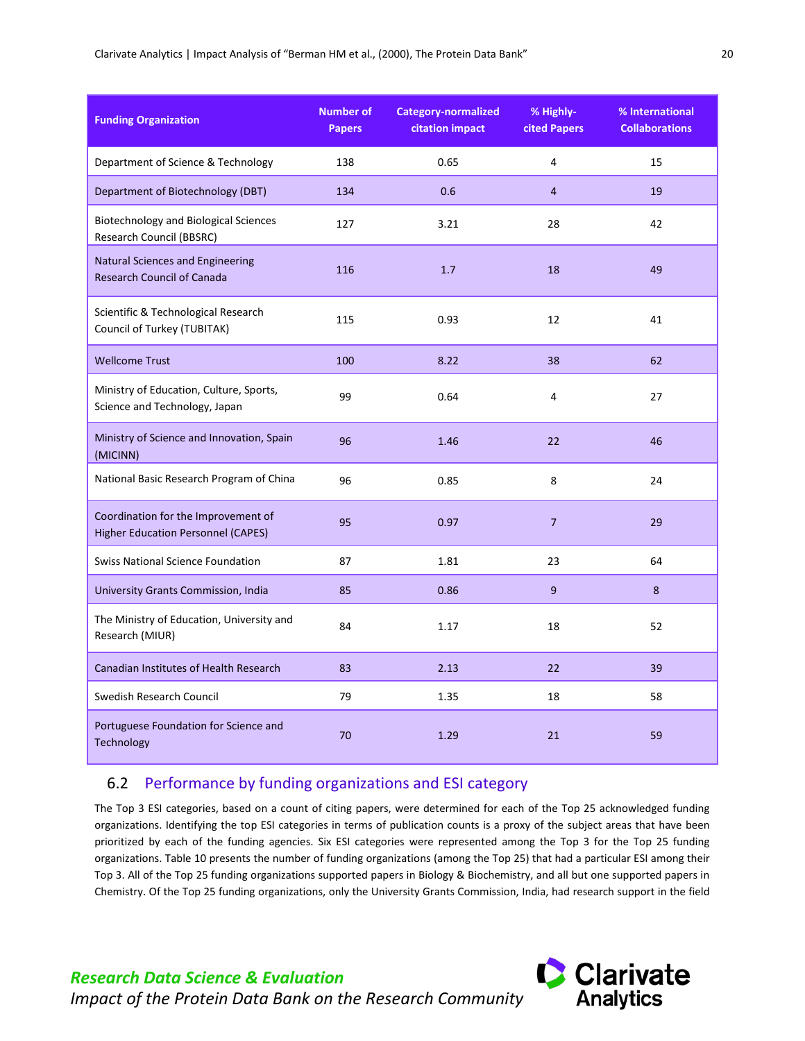| Funding Organization | Number of Papers | Category-normalized citation impact | % Highly-cited Papers | % International Collaborations |
|---|---|---|---|---|
| Department of Science & Technology | 138 | 0.65 | 4 | 15 |
| Department of Biotechnology (DBT) | 134 | 0.6 | 4 | 19 |
| Biotechnology and Biological Sciences Research Council (BBSRC) | 127 | 3.21 | 28 | 42 |
| Natural Sciences and Engineering Research Council of Canada | 116 | 1.7 | 18 | 49 |
| Scientific & Technological Research Council of Turkey (TUBITAK) | 115 | 0.93 | 12 | 41 |
| Wellcome Trust | 100 | 8.22 | 38 | 62 |
| Ministry of Education, Culture, Sports, Science and Technology, Japan | 99 | 0.64 | 4 | 27 |
| Ministry of Science and Innovation, Spain (MICINN) | 96 | 1.46 | 22 | 46 |
| National Basic Research Program of China | 96 | 0.85 | 8 | 24 |
| Coordination for the Improvement of Higher Education Personnel (CAPES) | 95 | 0.97 | 7 | 29 |
| Swiss National Science Foundation | 87 | 1.81 | 23 | 64 |
| University Grants Commission, India | 85 | 0.86 | 9 | 8 |
| The Ministry of Education, University and Research (MIUR) | 84 | 1.17 | 18 | 52 |
| Canadian Institutes of Health Research | 83 | 2.13 | 22 | 39 |
| Swedish Research Council | 79 | 1.35 | 18 | 58 |
| Portuguese Foundation for Science and Technology | 70 | 1.29 | 21 | 59 |

## 6.2 Performance by funding organizations and ESI category

The Top 3 ESI categories, based on a count of citing papers, were determined for each of the Top 25 acknowledged funding organizations. Identifying the top ESI categories in terms of publication counts is a proxy of the subject areas that have been prioritized by each of the funding agencies. Six ESI categories were represented among the Top 3 for the Top 25 funding organizations. Table 10 presents the number of funding organizations (among the Top 25) that had a particular ESI among their Top 3. All of the Top 25 funding organizations supported papers in Biology & Biochemistry, and all but one supported papers in Chemistry. Of the Top 25 funding organizations, only the University Grants Commission, India, had research support in the field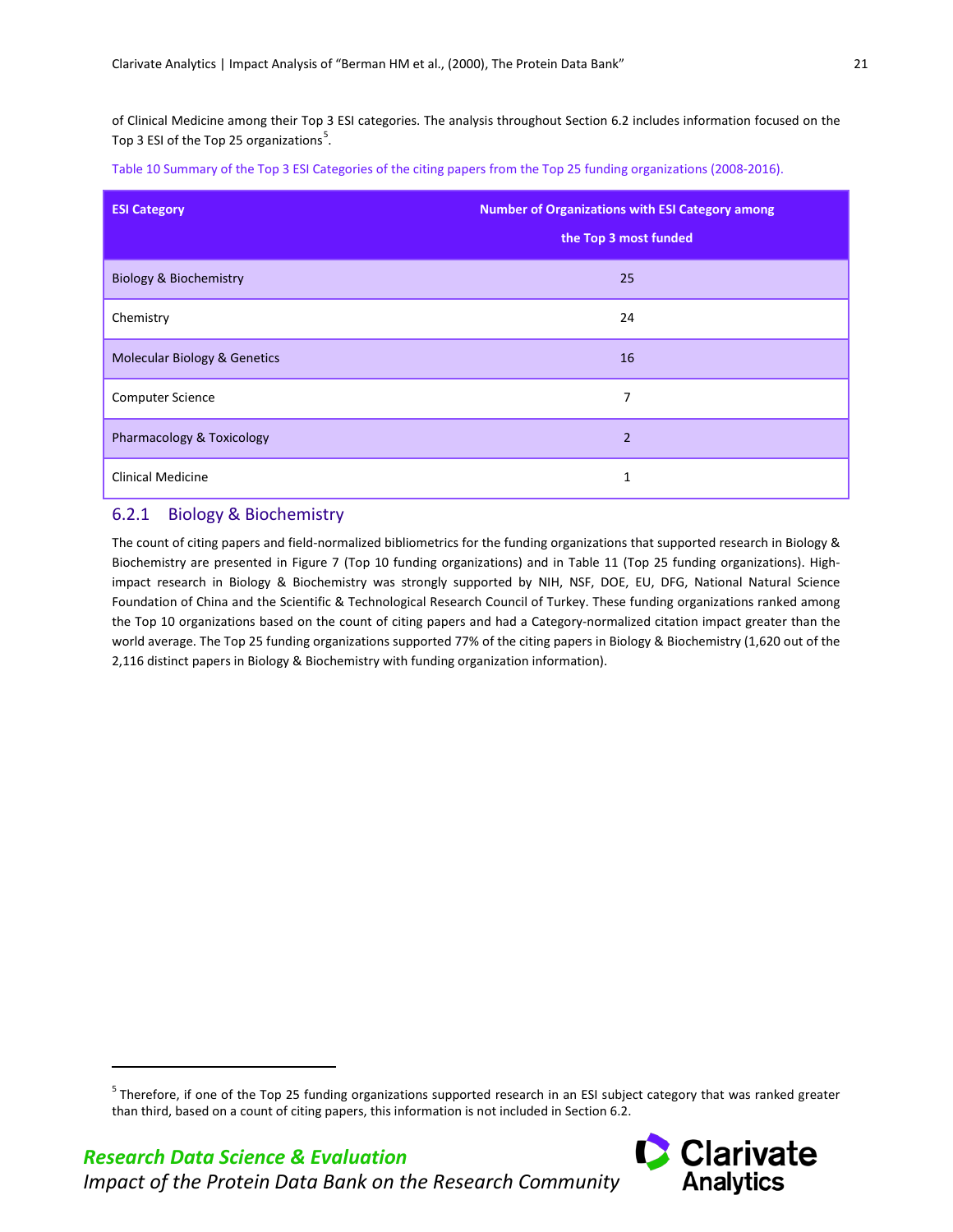of Clinical Medicine among their Top 3 ESI categories. The analysis throughout Section 6.2 includes information focused on the Top 3 ESI of the Top 25 organizations[5].

Table 10 Summary of the Top 3 ESI Categories of the citing papers from the Top 25 funding organizations (2008-2016).

| ESI Category | Number of Organizations with ESI Category among the Top 3 most funded |
|---|---|
| Biology & Biochemistry | 25 |
| Chemistry | 24 |
| Molecular Biology & Genetics | 16 |
| Computer Science | 7 |
| Pharmacology & Toxicology | 2 |
| Clinical Medicine | 1 |

### 6.2.1 Biology & Biochemistry

The count of citing papers and field-normalized bibliometrics for the funding organizations that supported research in Biology & Biochemistry are presented in Figure 7 (Top 10 funding organizations) and in Table 11 (Top 25 funding organizations). High-impact research in Biology & Biochemistry was strongly supported by NIH, NSF, DOE, EU, DFG, National Natural Science Foundation of China and the Scientific & Technological Research Council of Turkey. These funding organizations ranked among the Top 10 organizations based on the count of citing papers and had a Category-normalized citation impact greater than the world average. The Top 25 funding organizations supported 77% of the citing papers in Biology & Biochemistry (1,620 out of the 2,116 distinct papers in Biology & Biochemistry with funding organization information).

[5] Therefore, if one of the Top 25 funding organizations supported research in an ESI subject category that was ranked greater than third, based on a count of citing papers, this information is not included in Section 6.2.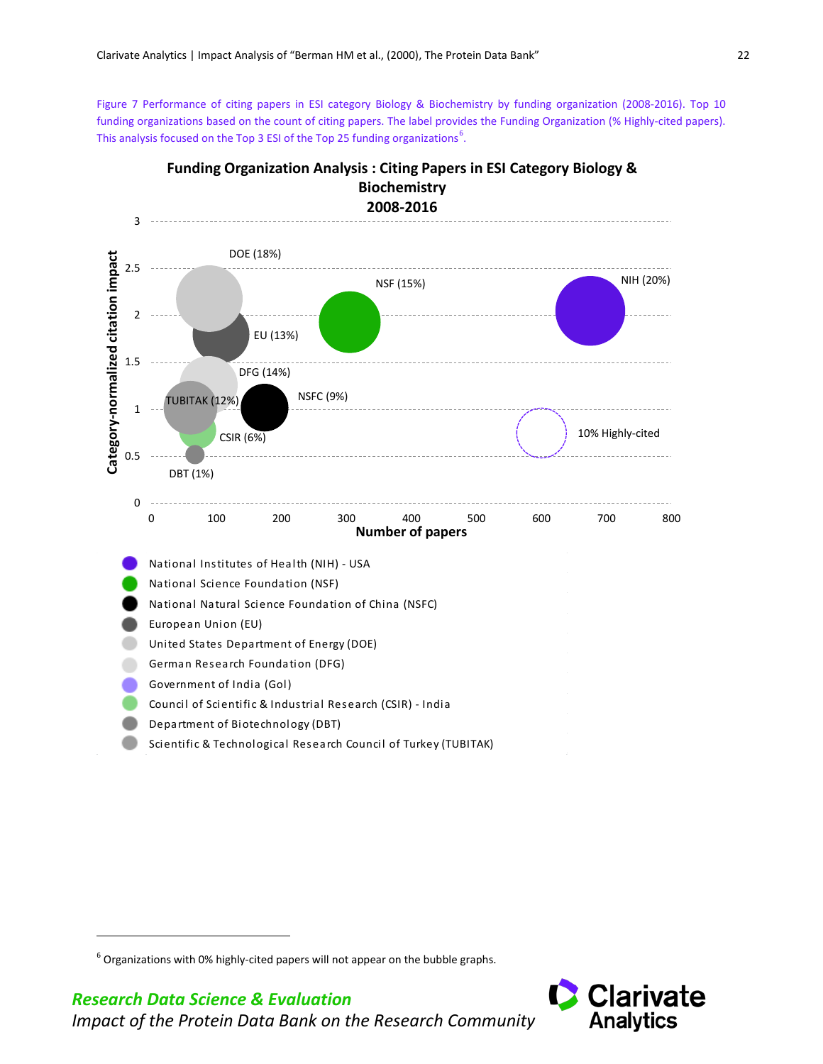Figure 7 Performance of citing papers in ESI category Biology & Biochemistry by funding organization (2008-2016). Top 10 funding organizations based on the count of citing papers. The label provides the Funding Organization (% Highly-cited papers). This analysis focused on the Top 3 ESI of the Top 25 funding organizations[6].

**Funding Organization Analysis : Citing Papers in ESI Category Biology & Biochemistry 2008-2016**

- National Institutes of Health (NIH) - USA
- National Science Foundation (NSF)
- National Natural Science Foundation of China (NSFC)
- European Union (EU)
- United States Department of Energy (DOE)
- German Research Foundation (DFG)
- Government of India (GoI)
- Council of Scientific & Industrial Research (CSIR) - India
- Department of Biotechnology (DBT)
- Scientific & Technological Research Council of Turkey (TUBITAK)

---

[6] Organizations with 0% highly-cited papers will not appear on the bubble graphs.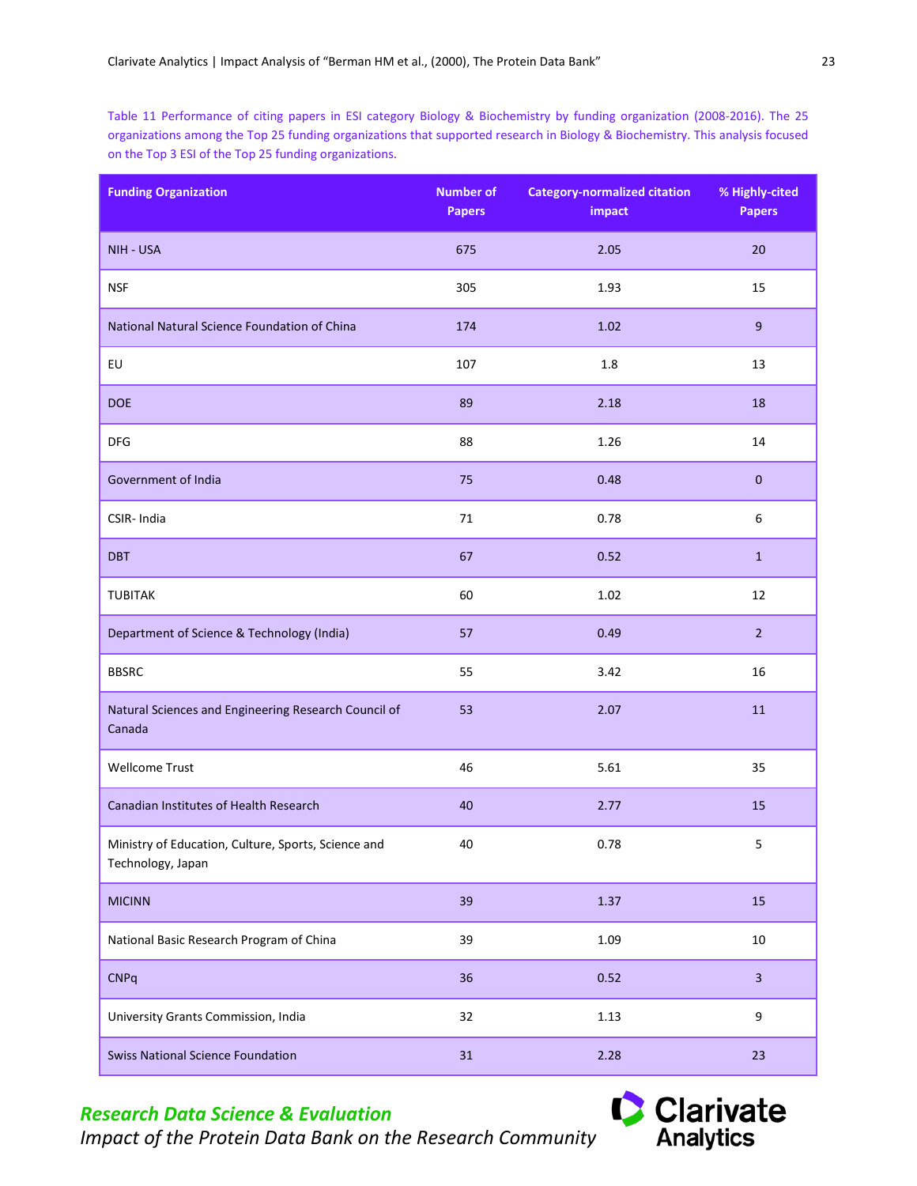Table 11 Performance of citing papers in ESI category Biology & Biochemistry by funding organization (2008-2016). The 25 organizations among the Top 25 funding organizations that supported research in Biology & Biochemistry. This analysis focused on the Top 3 ESI of the Top 25 funding organizations.

| Funding Organization | Number of Papers | Category-normalized citation impact | % Highly-cited Papers |
|---|---|---|---|
| NIH - USA | 675 | 2.05 | 20 |
| NSF | 305 | 1.93 | 15 |
| National Natural Science Foundation of China | 174 | 1.02 | 9 |
| EU | 107 | 1.8 | 13 |
| DOE | 89 | 2.18 | 18 |
| DFG | 88 | 1.26 | 14 |
| Government of India | 75 | 0.48 | 0 |
| CSIR- India | 71 | 0.78 | 6 |
| DBT | 67 | 0.52 | 1 |
| TUBITAK | 60 | 1.02 | 12 |
| Department of Science & Technology (India) | 57 | 0.49 | 2 |
| BBSRC | 55 | 3.42 | 16 |
| Natural Sciences and Engineering Research Council of Canada | 53 | 2.07 | 11 |
| Wellcome Trust | 46 | 5.61 | 35 |
| Canadian Institutes of Health Research | 40 | 2.77 | 15 |
| Ministry of Education, Culture, Sports, Science and Technology, Japan | 40 | 0.78 | 5 |
| MICINN | 39 | 1.37 | 15 |
| National Basic Research Program of China | 39 | 1.09 | 10 |
| CNPq | 36 | 0.52 | 3 |
| University Grants Commission, India | 32 | 1.13 | 9 |
| Swiss National Science Foundation | 31 | 2.28 | 23 |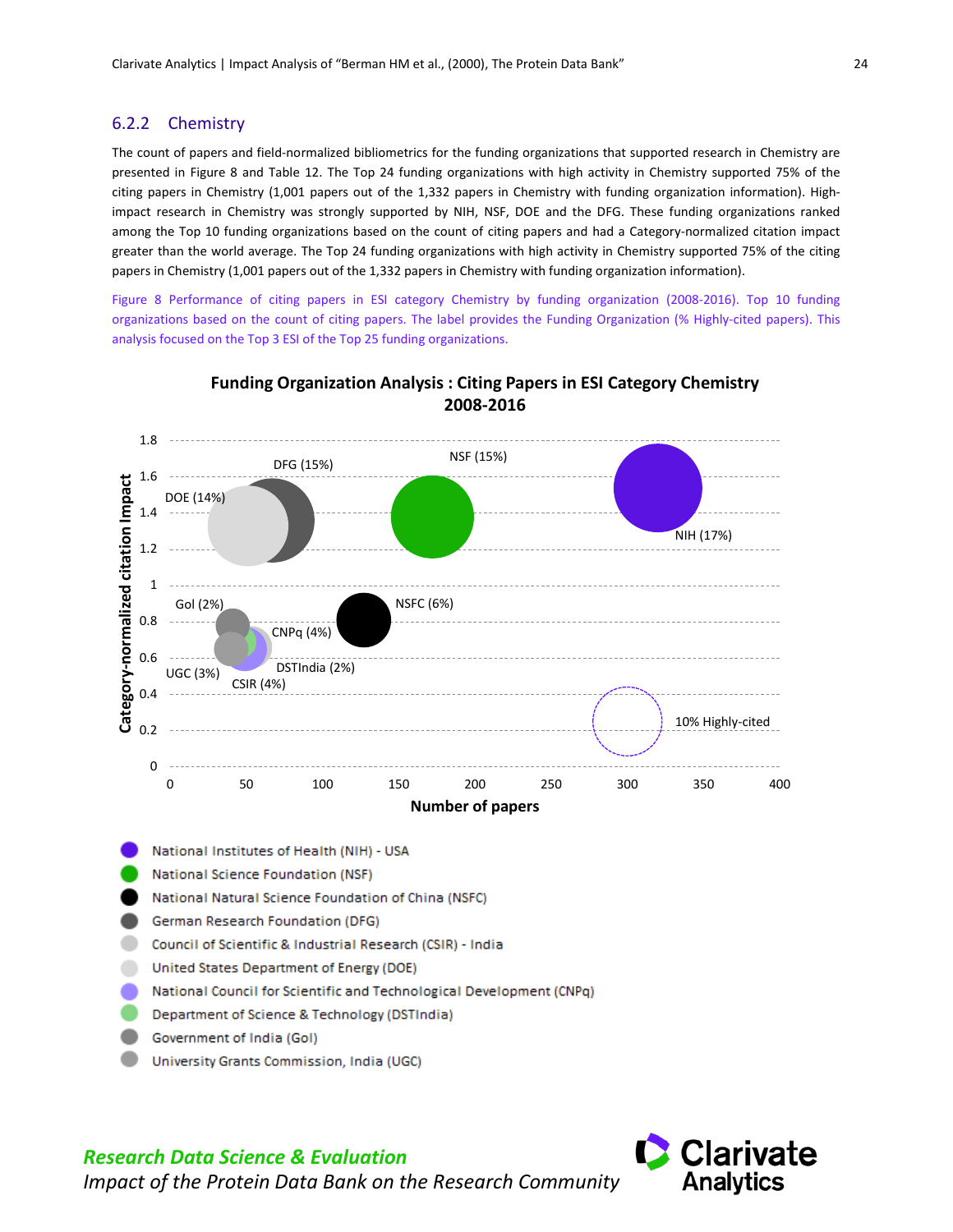### 6.2.2 Chemistry

The count of papers and field-normalized bibliometrics for the funding organizations that supported research in Chemistry are presented in Figure 8 and Table 12. The Top 24 funding organizations with high activity in Chemistry supported 75% of the citing papers in Chemistry (1,001 papers out of the 1,332 papers in Chemistry with funding organization information). High-impact research in Chemistry was strongly supported by NIH, NSF, DOE and the DFG. These funding organizations ranked among the Top 10 funding organizations based on the count of citing papers and had a Category-normalized citation impact greater than the world average. The Top 24 funding organizations with high activity in Chemistry supported 75% of the citing papers in Chemistry (1,001 papers out of the 1,332 papers in Chemistry with funding organization information).

Figure 8 Performance of citing papers in ESI category Chemistry by funding organization (2008-2016). Top 10 funding organizations based on the count of citing papers. The label provides the Funding Organization (% Highly-cited papers). This analysis focused on the Top 3 ESI of the Top 25 funding organizations.

**Funding Organization Analysis : Citing Papers in ESI Category Chemistry 2008-2016**

Category-normalized citation Impact (y-axis, 0–1.8); Number of papers (x-axis, 0–400)

Labels: DFG (15%), NSF (15%), DOE (14%), NIH (17%), GoI (2%), NSFC (6%), CNPq (4%), DSTIndia (2%), UGC (3%), CSIR (4%), 10% Highly-cited

- National Institutes of Health (NIH) - USA
- National Science Foundation (NSF)
- National Natural Science Foundation of China (NSFC)
- German Research Foundation (DFG)
- Council of Scientific & Industrial Research (CSIR) - India
- United States Department of Energy (DOE)
- National Council for Scientific and Technological Development (CNPq)
- Department of Science & Technology (DSTIndia)
- Government of India (GoI)
- University Grants Commission, India (UGC)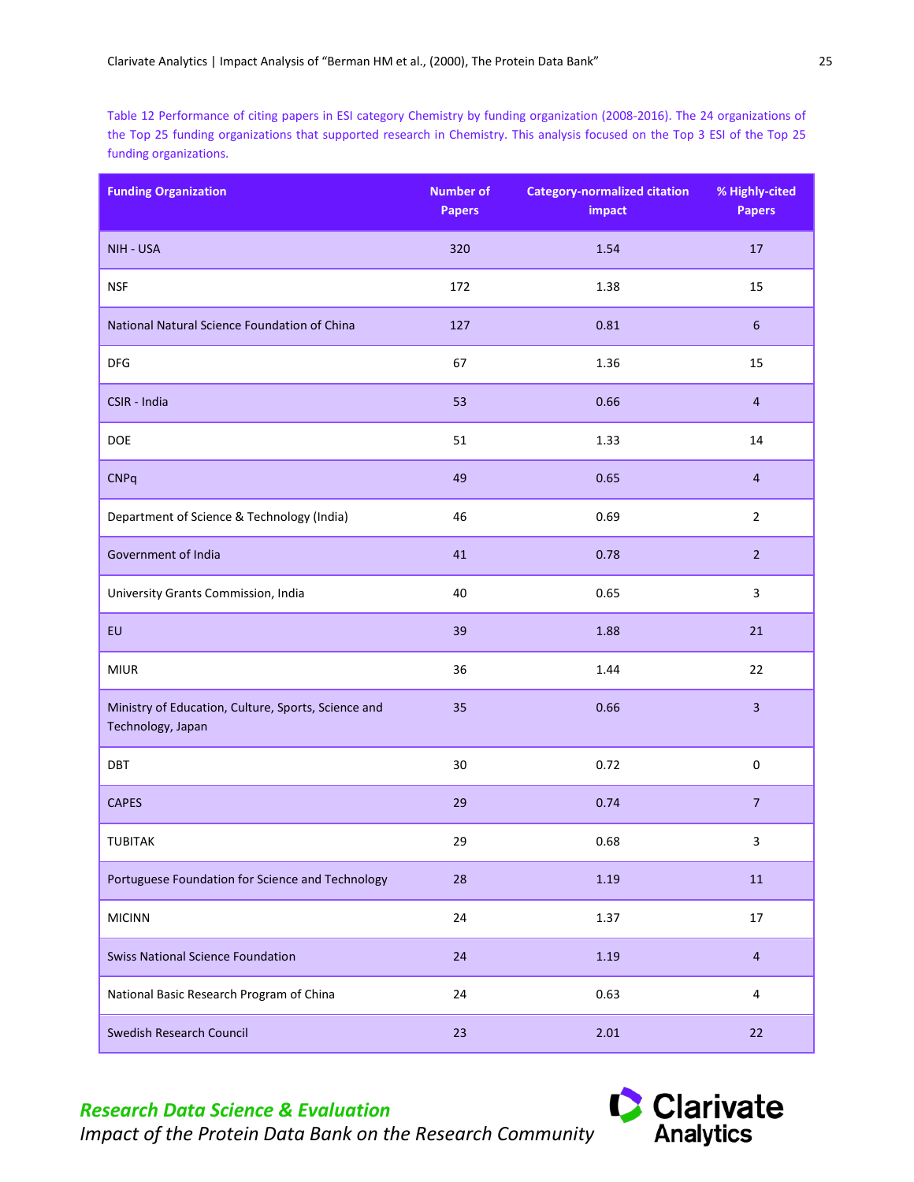Table 12 Performance of citing papers in ESI category Chemistry by funding organization (2008-2016). The 24 organizations of the Top 25 funding organizations that supported research in Chemistry. This analysis focused on the Top 3 ESI of the Top 25 funding organizations.

| Funding Organization | Number of Papers | Category-normalized citation impact | % Highly-cited Papers |
|---|---|---|---|
| NIH - USA | 320 | 1.54 | 17 |
| NSF | 172 | 1.38 | 15 |
| National Natural Science Foundation of China | 127 | 0.81 | 6 |
| DFG | 67 | 1.36 | 15 |
| CSIR - India | 53 | 0.66 | 4 |
| DOE | 51 | 1.33 | 14 |
| CNPq | 49 | 0.65 | 4 |
| Department of Science & Technology (India) | 46 | 0.69 | 2 |
| Government of India | 41 | 0.78 | 2 |
| University Grants Commission, India | 40 | 0.65 | 3 |
| EU | 39 | 1.88 | 21 |
| MIUR | 36 | 1.44 | 22 |
| Ministry of Education, Culture, Sports, Science and Technology, Japan | 35 | 0.66 | 3 |
| DBT | 30 | 0.72 | 0 |
| CAPES | 29 | 0.74 | 7 |
| TUBITAK | 29 | 0.68 | 3 |
| Portuguese Foundation for Science and Technology | 28 | 1.19 | 11 |
| MICINN | 24 | 1.37 | 17 |
| Swiss National Science Foundation | 24 | 1.19 | 4 |
| National Basic Research Program of China | 24 | 0.63 | 4 |
| Swedish Research Council | 23 | 2.01 | 22 |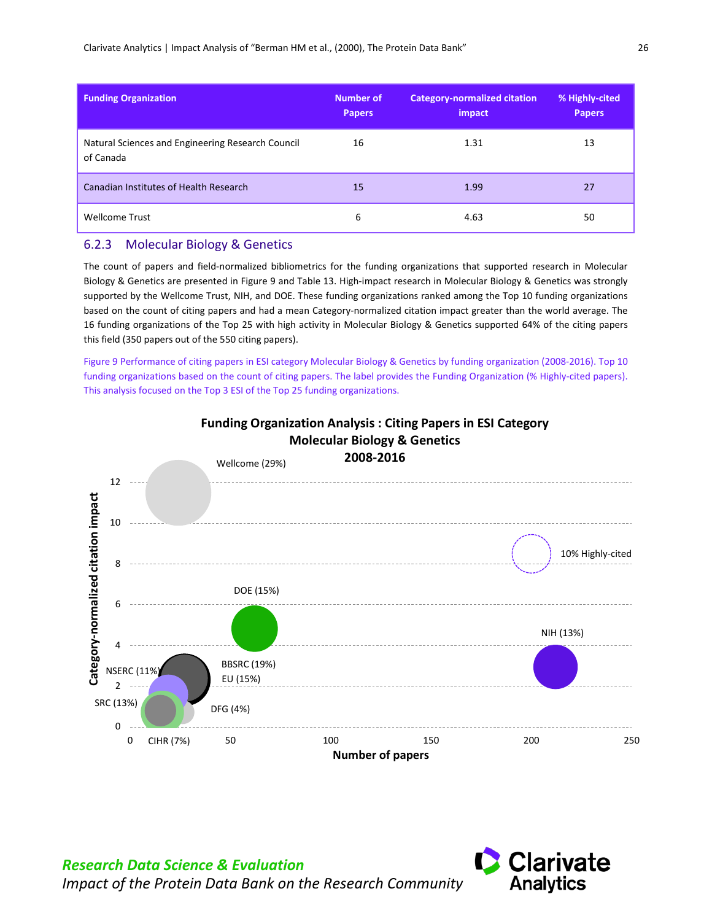| Funding Organization | Number of Papers | Category-normalized citation impact | % Highly-cited Papers |
|---|---|---|---|
| Natural Sciences and Engineering Research Council of Canada | 16 | 1.31 | 13 |
| Canadian Institutes of Health Research | 15 | 1.99 | 27 |
| Wellcome Trust | 6 | 4.63 | 50 |

### 6.2.3 Molecular Biology & Genetics

The count of papers and field-normalized bibliometrics for the funding organizations that supported research in Molecular Biology & Genetics are presented in Figure 9 and Table 13. High-impact research in Molecular Biology & Genetics was strongly supported by the Wellcome Trust, NIH, and DOE. These funding organizations ranked among the Top 10 funding organizations based on the count of citing papers and had a mean Category-normalized citation impact greater than the world average. The 16 funding organizations of the Top 25 with high activity in Molecular Biology & Genetics supported 64% of the citing papers this field (350 papers out of the 550 citing papers).

Figure 9 Performance of citing papers in ESI category Molecular Biology & Genetics by funding organization (2008-2016). Top 10 funding organizations based on the count of citing papers. The label provides the Funding Organization (% Highly-cited papers). This analysis focused on the Top 3 ESI of the Top 25 funding organizations.

**Funding Organization Analysis : Citing Papers in ESI Category Molecular Biology & Genetics 2008-2016**

Wellcome (29%), DOE (15%), NIH (13%), BBSRC (19%), EU (15%), NSERC (11%), SRC (13%), DFG (4%), CIHR (7%), 10% Highly-cited

Category-normalized citation impact (y-axis: 0–12); Number of papers (x-axis: 0–250)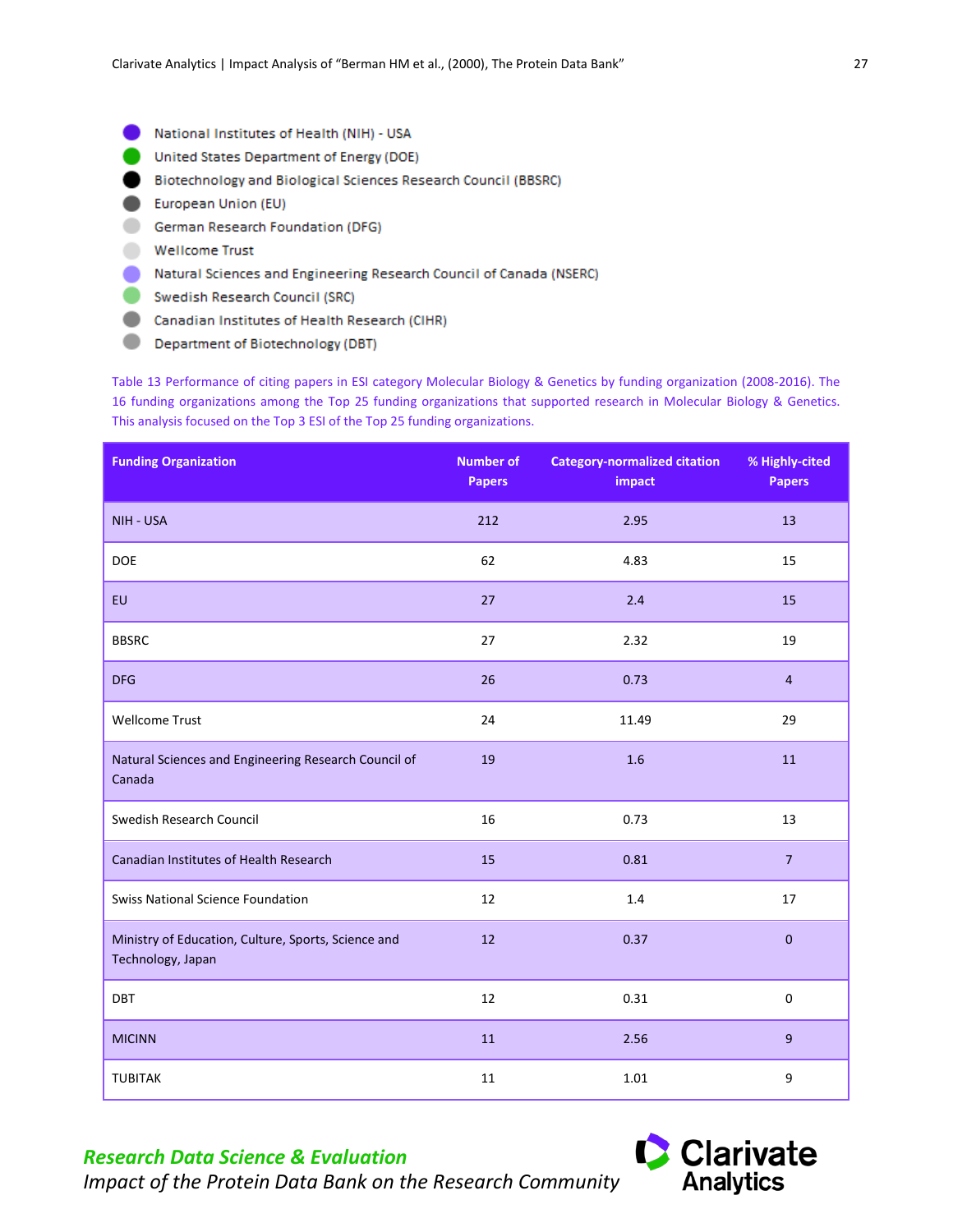- National Institutes of Health (NIH) - USA
- United States Department of Energy (DOE)
- Biotechnology and Biological Sciences Research Council (BBSRC)
- European Union (EU)
- German Research Foundation (DFG)
- Wellcome Trust
- Natural Sciences and Engineering Research Council of Canada (NSERC)
- Swedish Research Council (SRC)
- Canadian Institutes of Health Research (CIHR)
- Department of Biotechnology (DBT)

Table 13 Performance of citing papers in ESI category Molecular Biology & Genetics by funding organization (2008-2016). The 16 funding organizations among the Top 25 funding organizations that supported research in Molecular Biology & Genetics. This analysis focused on the Top 3 ESI of the Top 25 funding organizations.

| Funding Organization | Number of Papers | Category-normalized citation impact | % Highly-cited Papers |
|---|---|---|---|
| NIH - USA | 212 | 2.95 | 13 |
| DOE | 62 | 4.83 | 15 |
| EU | 27 | 2.4 | 15 |
| BBSRC | 27 | 2.32 | 19 |
| DFG | 26 | 0.73 | 4 |
| Wellcome Trust | 24 | 11.49 | 29 |
| Natural Sciences and Engineering Research Council of Canada | 19 | 1.6 | 11 |
| Swedish Research Council | 16 | 0.73 | 13 |
| Canadian Institutes of Health Research | 15 | 0.81 | 7 |
| Swiss National Science Foundation | 12 | 1.4 | 17 |
| Ministry of Education, Culture, Sports, Science and Technology, Japan | 12 | 0.37 | 0 |
| DBT | 12 | 0.31 | 0 |
| MICINN | 11 | 2.56 | 9 |
| TUBITAK | 11 | 1.01 | 9 |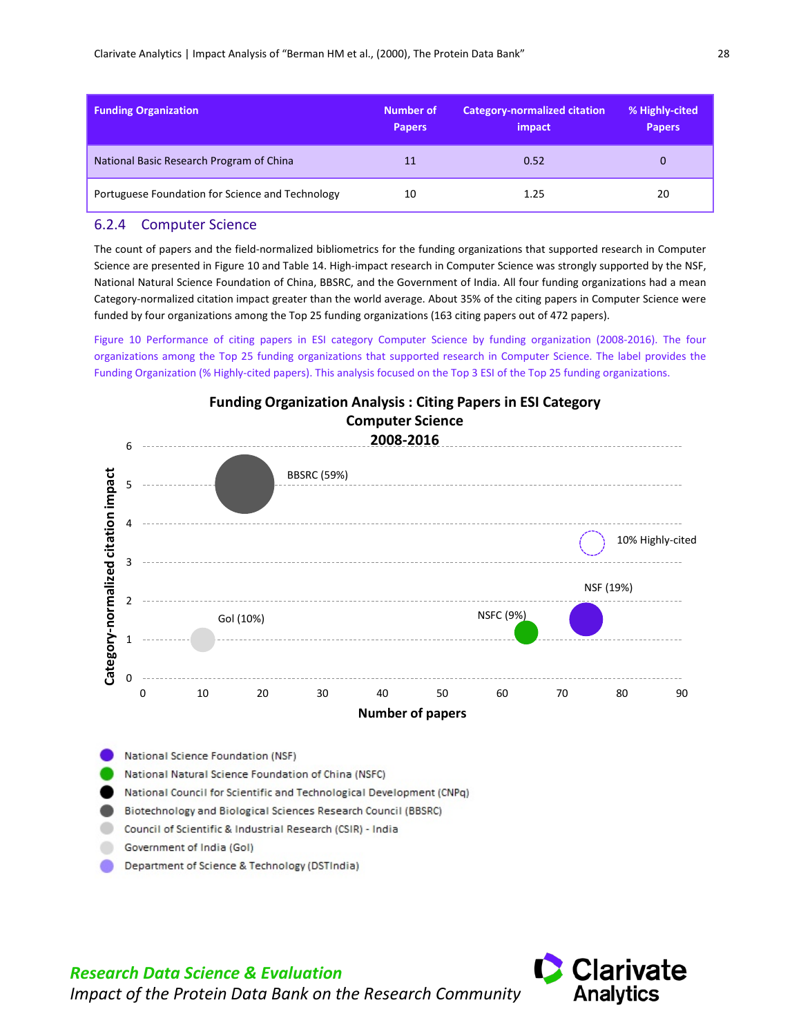| Funding Organization | Number of Papers | Category-normalized citation impact | % Highly-cited Papers |
|---|---|---|---|
| National Basic Research Program of China | 11 | 0.52 | 0 |
| Portuguese Foundation for Science and Technology | 10 | 1.25 | 20 |

### 6.2.4 Computer Science

The count of papers and the field-normalized bibliometrics for the funding organizations that supported research in Computer Science are presented in Figure 10 and Table 14. High-impact research in Computer Science was strongly supported by the NSF, National Natural Science Foundation of China, BBSRC, and the Government of India. All four funding organizations had a mean Category-normalized citation impact greater than the world average. About 35% of the citing papers in Computer Science were funded by four organizations among the Top 25 funding organizations (163 citing papers out of 472 papers).

Figure 10 Performance of citing papers in ESI category Computer Science by funding organization (2008-2016). The four organizations among the Top 25 funding organizations that supported research in Computer Science. The label provides the Funding Organization (% Highly-cited papers). This analysis focused on the Top 3 ESI of the Top 25 funding organizations.

**Funding Organization Analysis : Citing Papers in ESI Category Computer Science 2008-2016**

Category-normalized citation impact vs. Number of papers

- BBSRC (59%)
- NSF (19%)
- NSFC (9%)
- GoI (10%)
- 10% Highly-cited

Legend:
- National Science Foundation (NSF)
- National Natural Science Foundation of China (NSFC)
- National Council for Scientific and Technological Development (CNPq)
- Biotechnology and Biological Sciences Research Council (BBSRC)
- Council of Scientific & Industrial Research (CSIR) - India
- Government of India (GoI)
- Department of Science & Technology (DSTIndia)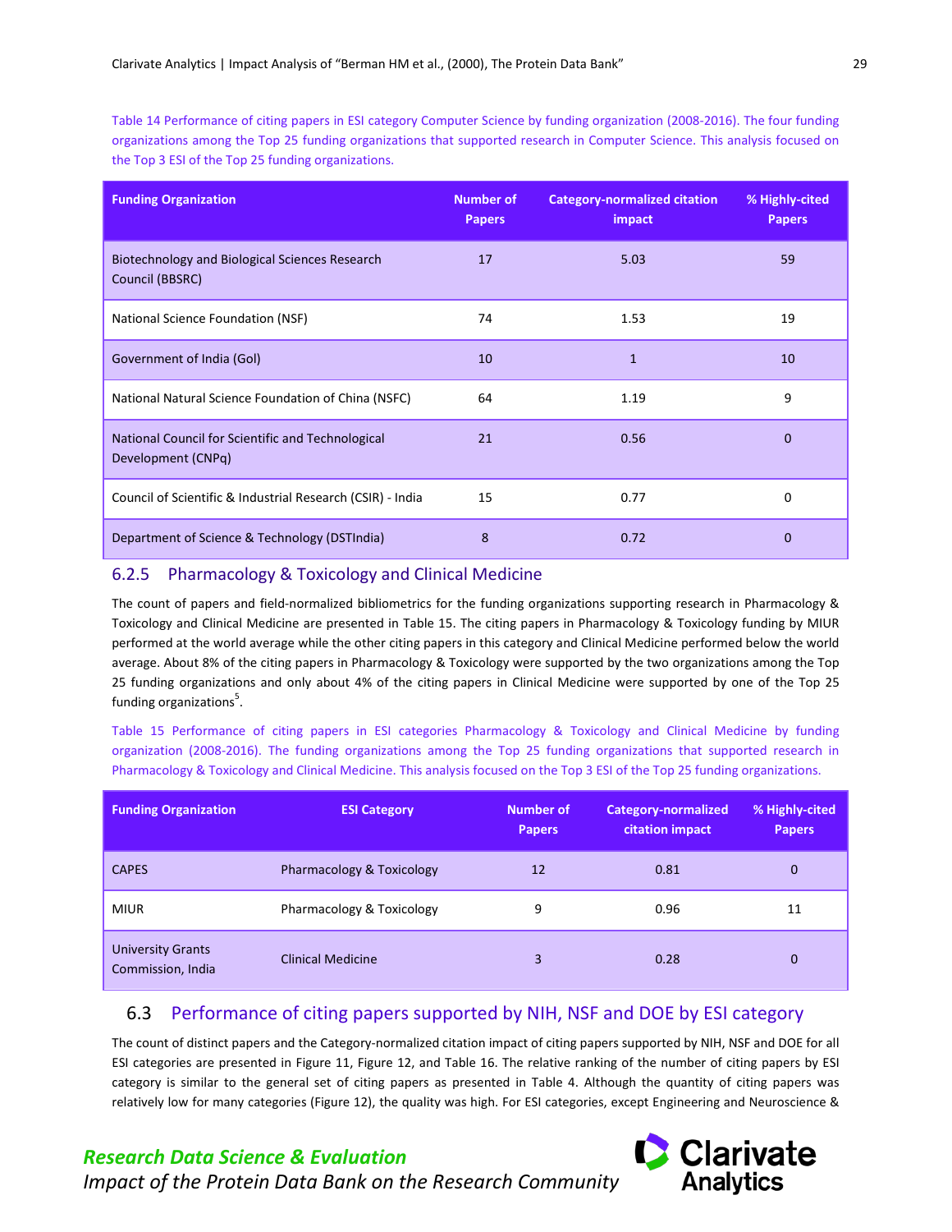Table 14 Performance of citing papers in ESI category Computer Science by funding organization (2008-2016). The four funding organizations among the Top 25 funding organizations that supported research in Computer Science. This analysis focused on the Top 3 ESI of the Top 25 funding organizations.

| Funding Organization | Number of Papers | Category-normalized citation impact | % Highly-cited Papers |
|---|---|---|---|
| Biotechnology and Biological Sciences Research Council (BBSRC) | 17 | 5.03 | 59 |
| National Science Foundation (NSF) | 74 | 1.53 | 19 |
| Government of India (GoI) | 10 | 1 | 10 |
| National Natural Science Foundation of China (NSFC) | 64 | 1.19 | 9 |
| National Council for Scientific and Technological Development (CNPq) | 21 | 0.56 | 0 |
| Council of Scientific & Industrial Research (CSIR) - India | 15 | 0.77 | 0 |
| Department of Science & Technology (DSTIndia) | 8 | 0.72 | 0 |

### 6.2.5 Pharmacology & Toxicology and Clinical Medicine

The count of papers and field-normalized bibliometrics for the funding organizations supporting research in Pharmacology & Toxicology and Clinical Medicine are presented in Table 15. The citing papers in Pharmacology & Toxicology funding by MIUR performed at the world average while the other citing papers in this category and Clinical Medicine performed below the world average. About 8% of the citing papers in Pharmacology & Toxicology were supported by the two organizations among the Top 25 funding organizations and only about 4% of the citing papers in Clinical Medicine were supported by one of the Top 25 funding organizations[5].

Table 15 Performance of citing papers in ESI categories Pharmacology & Toxicology and Clinical Medicine by funding organization (2008-2016). The funding organizations among the Top 25 funding organizations that supported research in Pharmacology & Toxicology and Clinical Medicine. This analysis focused on the Top 3 ESI of the Top 25 funding organizations.

| Funding Organization | ESI Category | Number of Papers | Category-normalized citation impact | % Highly-cited Papers |
|---|---|---|---|---|
| CAPES | Pharmacology & Toxicology | 12 | 0.81 | 0 |
| MIUR | Pharmacology & Toxicology | 9 | 0.96 | 11 |
| University Grants Commission, India | Clinical Medicine | 3 | 0.28 | 0 |

## 6.3 Performance of citing papers supported by NIH, NSF and DOE by ESI category

The count of distinct papers and the Category-normalized citation impact of citing papers supported by NIH, NSF and DOE for all ESI categories are presented in Figure 11, Figure 12, and Table 16. The relative ranking of the number of citing papers by ESI category is similar to the general set of citing papers as presented in Table 4. Although the quantity of citing papers was relatively low for many categories (Figure 12), the quality was high. For ESI categories, except Engineering and Neuroscience &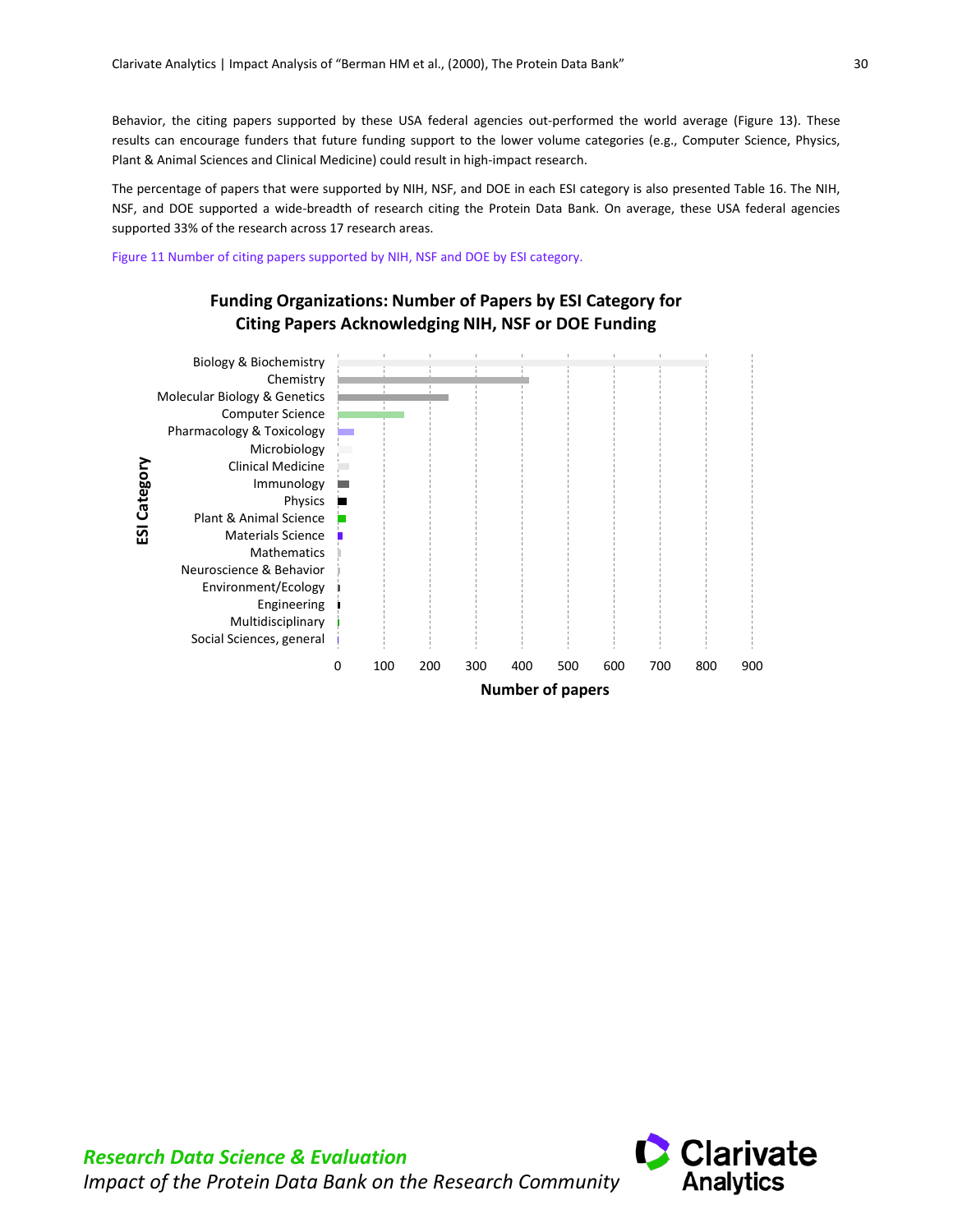Behavior, the citing papers supported by these USA federal agencies out-performed the world average (Figure 13). These results can encourage funders that future funding support to the lower volume categories (e.g., Computer Science, Physics, Plant & Animal Sciences and Clinical Medicine) could result in high-impact research.

The percentage of papers that were supported by NIH, NSF, and DOE in each ESI category is also presented Table 16. The NIH, NSF, and DOE supported a wide-breadth of research citing the Protein Data Bank. On average, these USA federal agencies supported 33% of the research across 17 research areas.

Figure 11 Number of citing papers supported by NIH, NSF and DOE by ESI category.

**Funding Organizations: Number of Papers by ESI Category for Citing Papers Acknowledging NIH, NSF or DOE Funding**

ESI Category: Biology & Biochemistry, Chemistry, Molecular Biology & Genetics, Computer Science, Pharmacology & Toxicology, Microbiology, Clinical Medicine, Immunology, Physics, Plant & Animal Science, Materials Science, Mathematics, Neuroscience & Behavior, Environment/Ecology, Engineering, Multidisciplinary, Social Sciences, general

Number of papers: 0, 100, 200, 300, 400, 500, 600, 700, 800, 900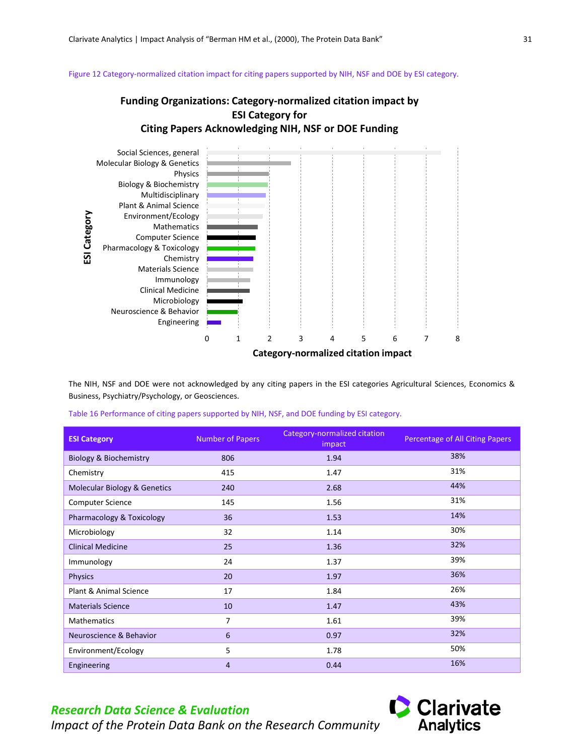Figure 12 Category-normalized citation impact for citing papers supported by NIH, NSF and DOE by ESI category.

**Funding Organizations: Category-normalized citation impact by ESI Category for Citing Papers Acknowledging NIH, NSF or DOE Funding**

The NIH, NSF and DOE were not acknowledged by any citing papers in the ESI categories Agricultural Sciences, Economics & Business, Psychiatry/Psychology, or Geosciences.

Table 16 Performance of citing papers supported by NIH, NSF, and DOE funding by ESI category.

| ESI Category | Number of Papers | Category-normalized citation impact | Percentage of All Citing Papers |
|---|---|---|---|
| Biology & Biochemistry | 806 | 1.94 | 38% |
| Chemistry | 415 | 1.47 | 31% |
| Molecular Biology & Genetics | 240 | 2.68 | 44% |
| Computer Science | 145 | 1.56 | 31% |
| Pharmacology & Toxicology | 36 | 1.53 | 14% |
| Microbiology | 32 | 1.14 | 30% |
| Clinical Medicine | 25 | 1.36 | 32% |
| Immunology | 24 | 1.37 | 39% |
| Physics | 20 | 1.97 | 36% |
| Plant & Animal Science | 17 | 1.84 | 26% |
| Materials Science | 10 | 1.47 | 43% |
| Mathematics | 7 | 1.61 | 39% |
| Neuroscience & Behavior | 6 | 0.97 | 32% |
| Environment/Ecology | 5 | 1.78 | 50% |
| Engineering | 4 | 0.44 | 16% |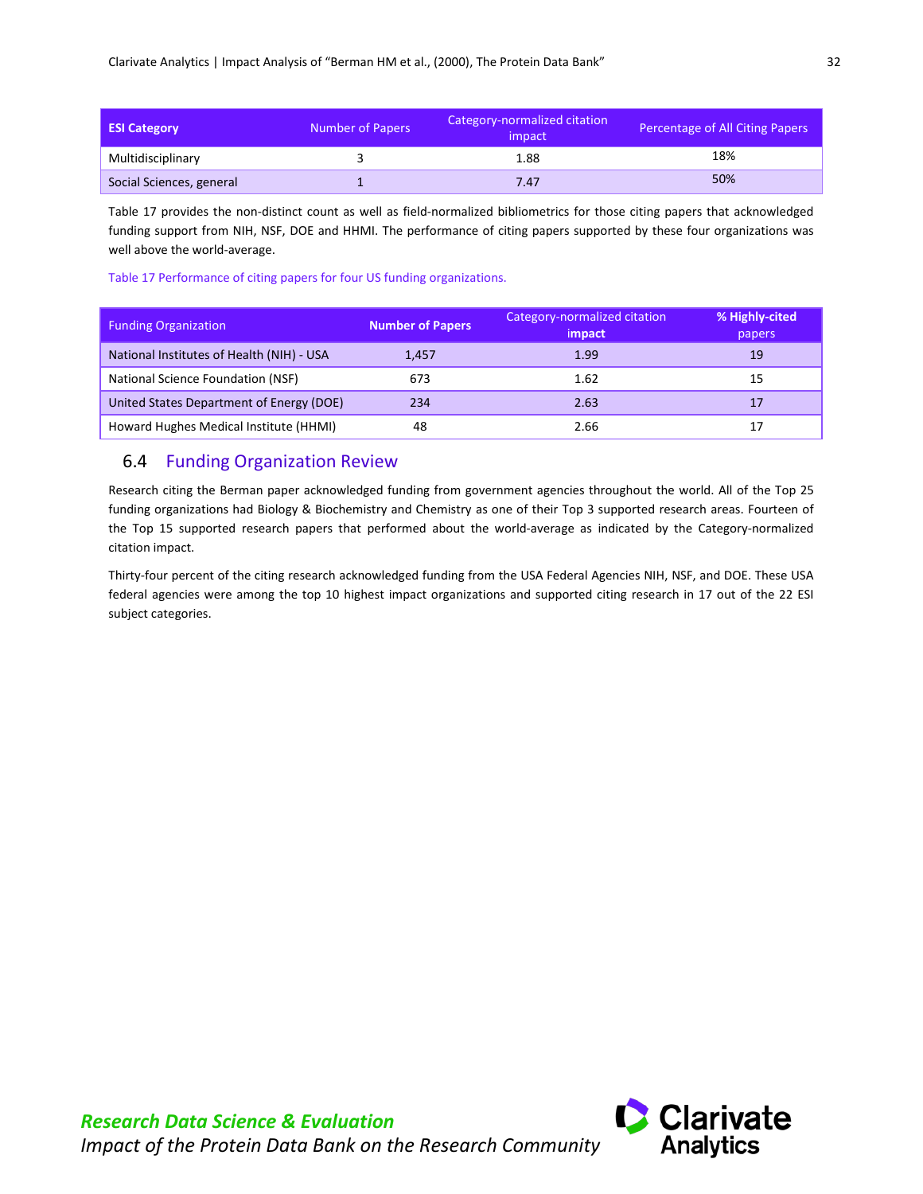| ESI Category | Number of Papers | Category-normalized citation impact | Percentage of All Citing Papers |
|---|---|---|---|
| Multidisciplinary | 3 | 1.88 | 18% |
| Social Sciences, general | 1 | 7.47 | 50% |

Table 17 provides the non-distinct count as well as field-normalized bibliometrics for those citing papers that acknowledged funding support from NIH, NSF, DOE and HHMI. The performance of citing papers supported by these four organizations was well above the world-average.

Table 17 Performance of citing papers for four US funding organizations.

| Funding Organization | Number of Papers | Category-normalized citation impact | % Highly-cited papers |
|---|---|---|---|
| National Institutes of Health (NIH) - USA | 1,457 | 1.99 | 19 |
| National Science Foundation (NSF) | 673 | 1.62 | 15 |
| United States Department of Energy (DOE) | 234 | 2.63 | 17 |
| Howard Hughes Medical Institute (HHMI) | 48 | 2.66 | 17 |

## 6.4 Funding Organization Review

Research citing the Berman paper acknowledged funding from government agencies throughout the world. All of the Top 25 funding organizations had Biology & Biochemistry and Chemistry as one of their Top 3 supported research areas. Fourteen of the Top 15 supported research papers that performed about the world-average as indicated by the Category-normalized citation impact.

Thirty-four percent of the citing research acknowledged funding from the USA Federal Agencies NIH, NSF, and DOE. These USA federal agencies were among the top 10 highest impact organizations and supported citing research in 17 out of the 22 ESI subject categories.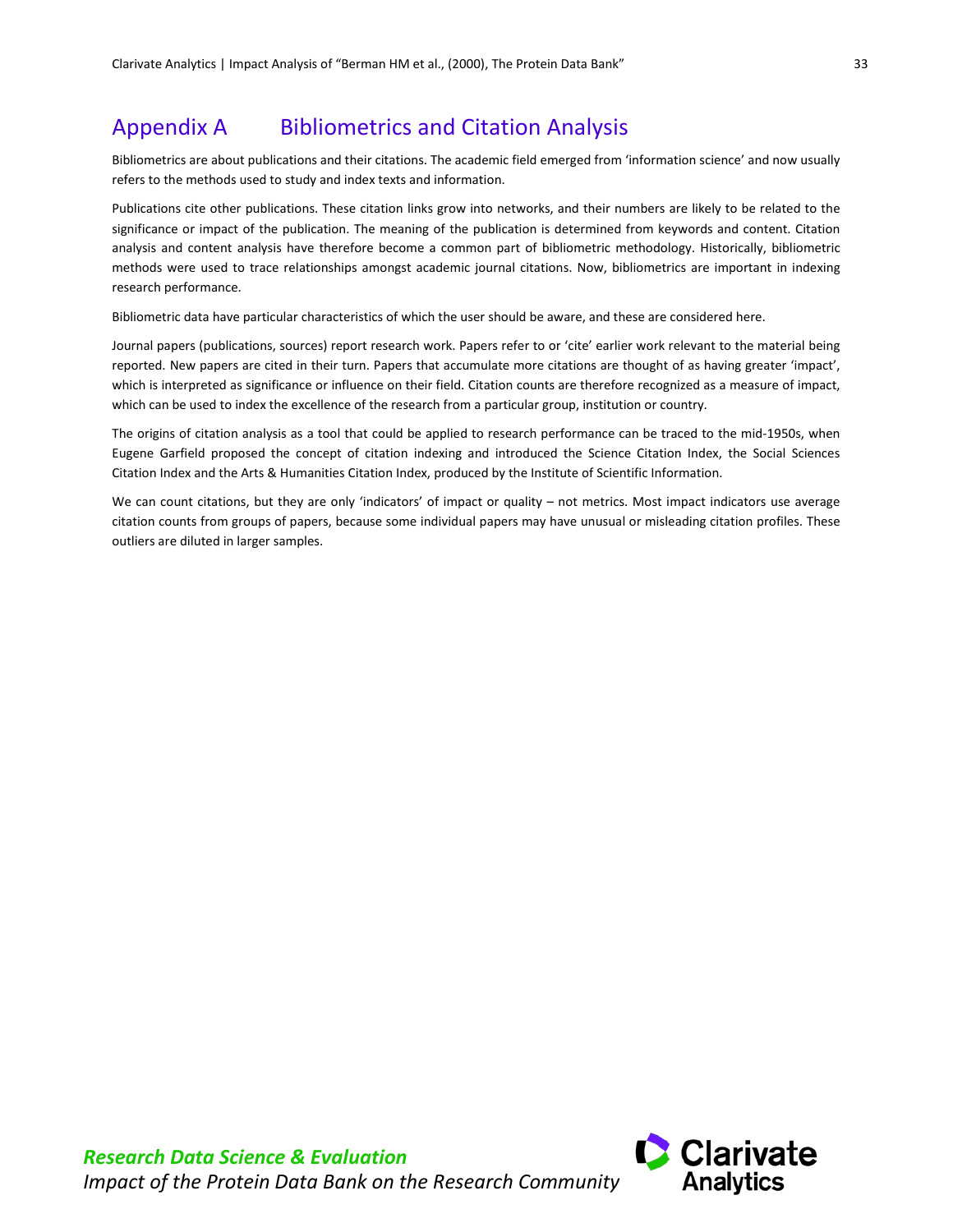# Appendix A Bibliometrics and Citation Analysis

Bibliometrics are about publications and their citations. The academic field emerged from 'information science' and now usually refers to the methods used to study and index texts and information.

Publications cite other publications. These citation links grow into networks, and their numbers are likely to be related to the significance or impact of the publication. The meaning of the publication is determined from keywords and content. Citation analysis and content analysis have therefore become a common part of bibliometric methodology. Historically, bibliometric methods were used to trace relationships amongst academic journal citations. Now, bibliometrics are important in indexing research performance.

Bibliometric data have particular characteristics of which the user should be aware, and these are considered here.

Journal papers (publications, sources) report research work. Papers refer to or 'cite' earlier work relevant to the material being reported. New papers are cited in their turn. Papers that accumulate more citations are thought of as having greater 'impact', which is interpreted as significance or influence on their field. Citation counts are therefore recognized as a measure of impact, which can be used to index the excellence of the research from a particular group, institution or country.

The origins of citation analysis as a tool that could be applied to research performance can be traced to the mid-1950s, when Eugene Garfield proposed the concept of citation indexing and introduced the Science Citation Index, the Social Sciences Citation Index and the Arts & Humanities Citation Index, produced by the Institute of Scientific Information.

We can count citations, but they are only 'indicators' of impact or quality – not metrics. Most impact indicators use average citation counts from groups of papers, because some individual papers may have unusual or misleading citation profiles. These outliers are diluted in larger samples.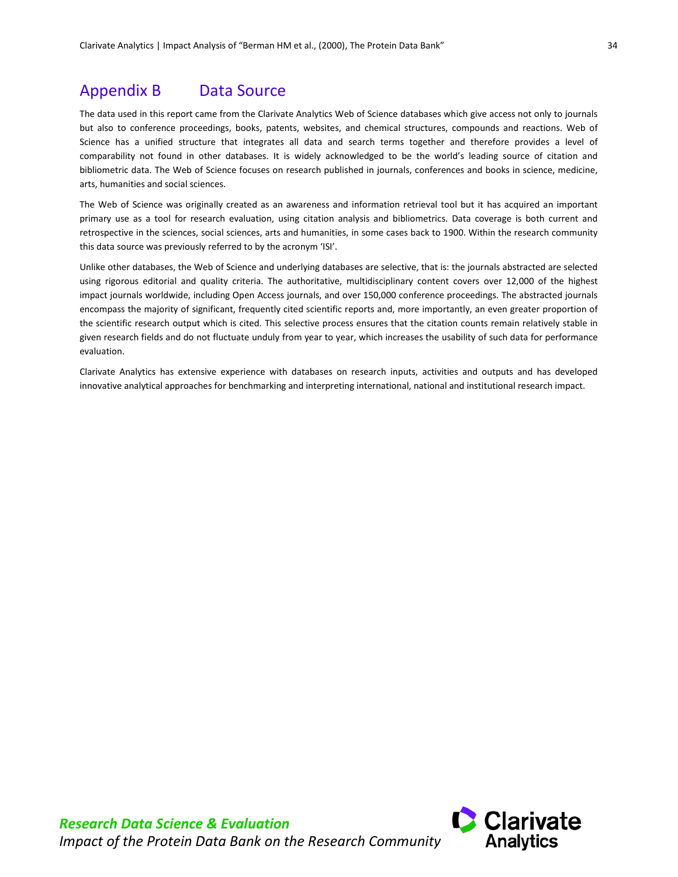# Appendix B Data Source

The data used in this report came from the Clarivate Analytics Web of Science databases which give access not only to journals but also to conference proceedings, books, patents, websites, and chemical structures, compounds and reactions. Web of Science has a unified structure that integrates all data and search terms together and therefore provides a level of comparability not found in other databases. It is widely acknowledged to be the world's leading source of citation and bibliometric data. The Web of Science focuses on research published in journals, conferences and books in science, medicine, arts, humanities and social sciences.

The Web of Science was originally created as an awareness and information retrieval tool but it has acquired an important primary use as a tool for research evaluation, using citation analysis and bibliometrics. Data coverage is both current and retrospective in the sciences, social sciences, arts and humanities, in some cases back to 1900. Within the research community this data source was previously referred to by the acronym 'ISI'.

Unlike other databases, the Web of Science and underlying databases are selective, that is: the journals abstracted are selected using rigorous editorial and quality criteria. The authoritative, multidisciplinary content covers over 12,000 of the highest impact journals worldwide, including Open Access journals, and over 150,000 conference proceedings. The abstracted journals encompass the majority of significant, frequently cited scientific reports and, more importantly, an even greater proportion of the scientific research output which is cited. This selective process ensures that the citation counts remain relatively stable in given research fields and do not fluctuate unduly from year to year, which increases the usability of such data for performance evaluation.

Clarivate Analytics has extensive experience with databases on research inputs, activities and outputs and has developed innovative analytical approaches for benchmarking and interpreting international, national and institutional research impact.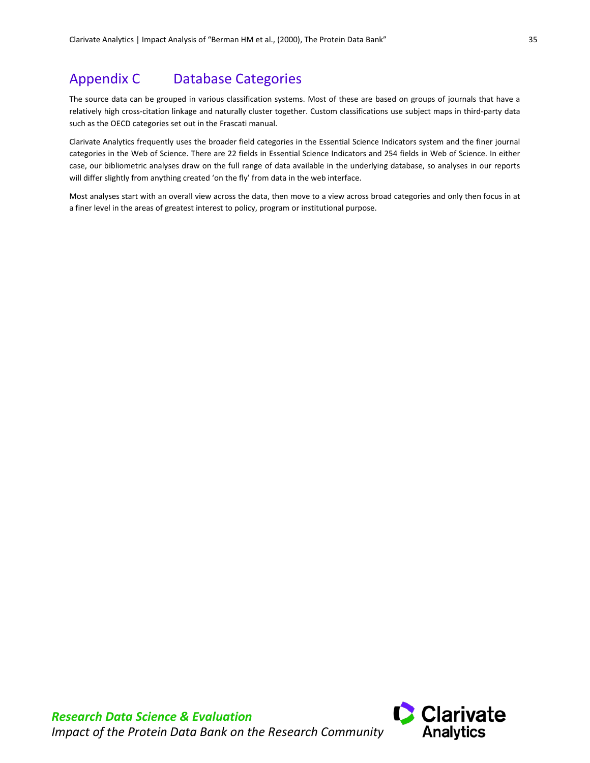# Appendix C Database Categories

The source data can be grouped in various classification systems. Most of these are based on groups of journals that have a relatively high cross-citation linkage and naturally cluster together. Custom classifications use subject maps in third-party data such as the OECD categories set out in the Frascati manual.

Clarivate Analytics frequently uses the broader field categories in the Essential Science Indicators system and the finer journal categories in the Web of Science. There are 22 fields in Essential Science Indicators and 254 fields in Web of Science. In either case, our bibliometric analyses draw on the full range of data available in the underlying database, so analyses in our reports will differ slightly from anything created 'on the fly' from data in the web interface.

Most analyses start with an overall view across the data, then move to a view across broad categories and only then focus in at a finer level in the areas of greatest interest to policy, program or institutional purpose.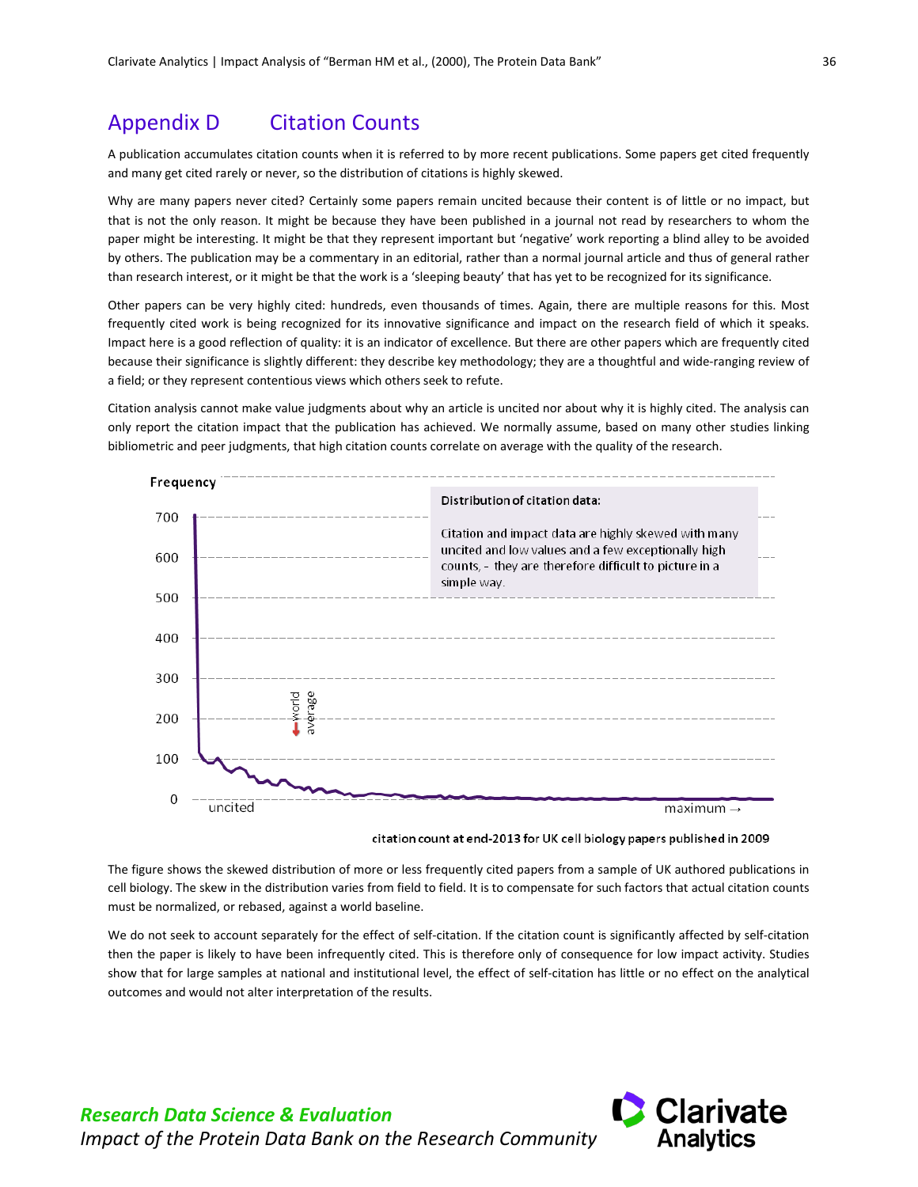# Appendix D Citation Counts

A publication accumulates citation counts when it is referred to by more recent publications. Some papers get cited frequently and many get cited rarely or never, so the distribution of citations is highly skewed.

Why are many papers never cited? Certainly some papers remain uncited because their content is of little or no impact, but that is not the only reason. It might be because they have been published in a journal not read by researchers to whom the paper might be interesting. It might be that they represent important but 'negative' work reporting a blind alley to be avoided by others. The publication may be a commentary in an editorial, rather than a normal journal article and thus of general rather than research interest, or it might be that the work is a 'sleeping beauty' that has yet to be recognized for its significance.

Other papers can be very highly cited: hundreds, even thousands of times. Again, there are multiple reasons for this. Most frequently cited work is being recognized for its innovative significance and impact on the research field of which it speaks. Impact here is a good reflection of quality: it is an indicator of excellence. But there are other papers which are frequently cited because their significance is slightly different: they describe key methodology; they are a thoughtful and wide-ranging review of a field; or they represent contentious views which others seek to refute.

Citation analysis cannot make value judgments about why an article is uncited nor about why it is highly cited. The analysis can only report the citation impact that the publication has achieved. We normally assume, based on many other studies linking bibliometric and peer judgments, that high citation counts correlate on average with the quality of the research.

Frequency

**Distribution of citation data:**

Citation and impact data are highly skewed with many uncited and low values and a few exceptionally high counts, – they are therefore difficult to picture in a simple way.

700, 600, 500, 400, 300, 200, 100, 0

world average

uncited — maximum →

citation count at end-2013 for UK cell biology papers published in 2009

The figure shows the skewed distribution of more or less frequently cited papers from a sample of UK authored publications in cell biology. The skew in the distribution varies from field to field. It is to compensate for such factors that actual citation counts must be normalized, or rebased, against a world baseline.

We do not seek to account separately for the effect of self-citation. If the citation count is significantly affected by self-citation then the paper is likely to have been infrequently cited. This is therefore only of consequence for low impact activity. Studies show that for large samples at national and institutional level, the effect of self-citation has little or no effect on the analytical outcomes and would not alter interpretation of the results.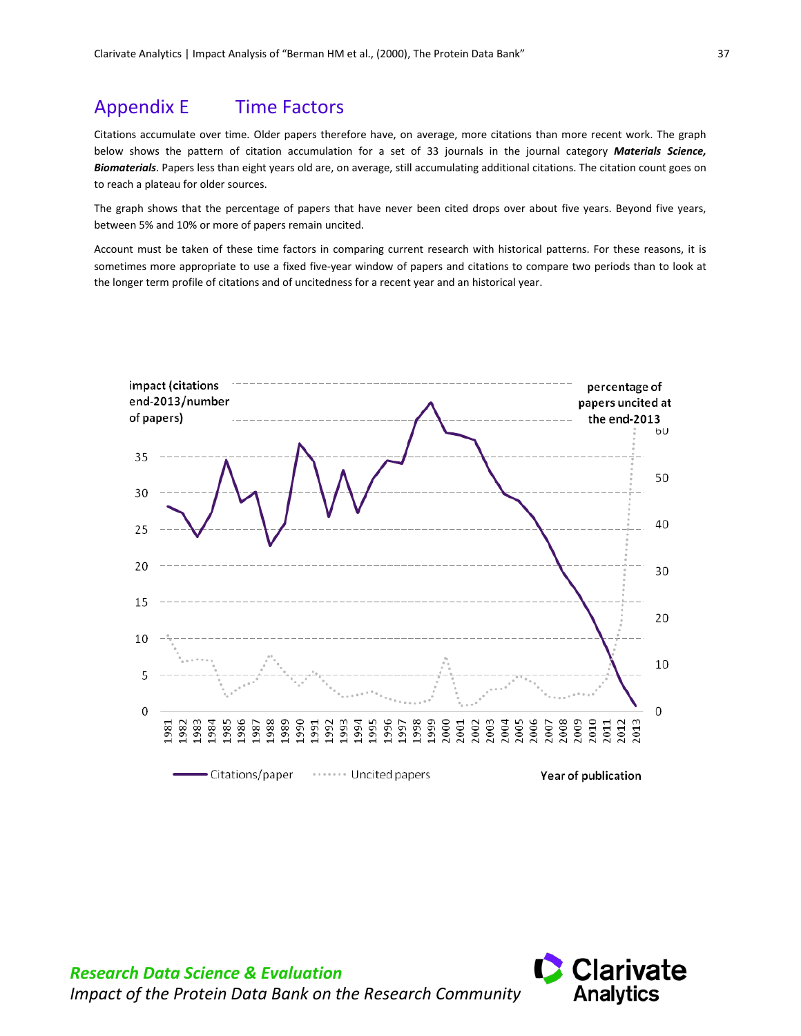# Appendix E Time Factors

Citations accumulate over time. Older papers therefore have, on average, more citations than more recent work. The graph below shows the pattern of citation accumulation for a set of 33 journals in the journal category ***Materials Science, Biomaterials***. Papers less than eight years old are, on average, still accumulating additional citations. The citation count goes on to reach a plateau for older sources.

The graph shows that the percentage of papers that have never been cited drops over about five years. Beyond five years, between 5% and 10% or more of papers remain uncited.

Account must be taken of these time factors in comparing current research with historical patterns. For these reasons, it is sometimes more appropriate to use a fixed five-year window of papers and citations to compare two periods than to look at the longer term profile of citations and of uncitedness for a recent year and an historical year.

impact (citations end-2013/number of papers)

percentage of papers uncited at the end-2013

Citations/paper ······ Uncited papers

Year of publication

**Research Data Science & Evaluation**

*Impact of the Protein Data Bank on the Research Community*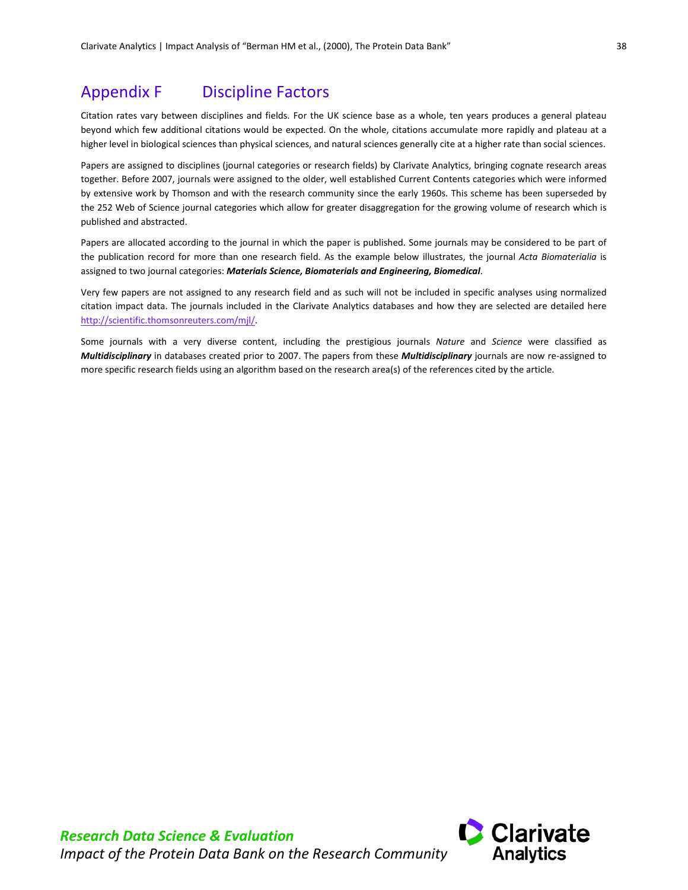# Appendix F Discipline Factors

Citation rates vary between disciplines and fields. For the UK science base as a whole, ten years produces a general plateau beyond which few additional citations would be expected. On the whole, citations accumulate more rapidly and plateau at a higher level in biological sciences than physical sciences, and natural sciences generally cite at a higher rate than social sciences.

Papers are assigned to disciplines (journal categories or research fields) by Clarivate Analytics, bringing cognate research areas together. Before 2007, journals were assigned to the older, well established Current Contents categories which were informed by extensive work by Thomson and with the research community since the early 1960s. This scheme has been superseded by the 252 Web of Science journal categories which allow for greater disaggregation for the growing volume of research which is published and abstracted.

Papers are allocated according to the journal in which the paper is published. Some journals may be considered to be part of the publication record for more than one research field. As the example below illustrates, the journal *Acta Biomaterialia* is assigned to two journal categories: ***Materials Science, Biomaterials and Engineering, Biomedical***.

Very few papers are not assigned to any research field and as such will not be included in specific analyses using normalized citation impact data. The journals included in the Clarivate Analytics databases and how they are selected are detailed here http://scientific.thomsonreuters.com/mjl/.

Some journals with a very diverse content, including the prestigious journals *Nature* and *Science* were classified as ***Multidisciplinary*** in databases created prior to 2007. The papers from these ***Multidisciplinary*** journals are now re-assigned to more specific research fields using an algorithm based on the research area(s) of the references cited by the article.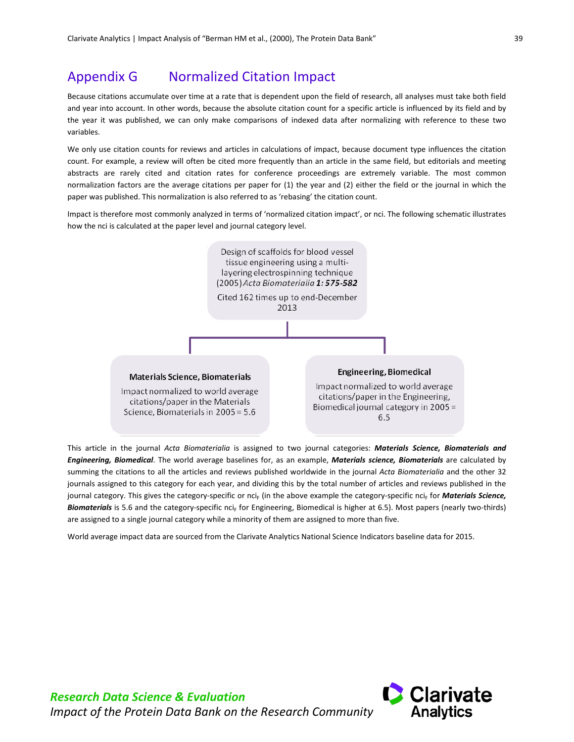## Appendix G Normalized Citation Impact

Because citations accumulate over time at a rate that is dependent upon the field of research, all analyses must take both field and year into account. In other words, because the absolute citation count for a specific article is influenced by its field and by the year it was published, we can only make comparisons of indexed data after normalizing with reference to these two variables.

We only use citation counts for reviews and articles in calculations of impact, because document type influences the citation count. For example, a review will often be cited more frequently than an article in the same field, but editorials and meeting abstracts are rarely cited and citation rates for conference proceedings are extremely variable. The most common normalization factors are the average citations per paper for (1) the year and (2) either the field or the journal in which the paper was published. This normalization is also referred to as 'rebasing' the citation count.

Impact is therefore most commonly analyzed in terms of 'normalized citation impact', or nci. The following schematic illustrates how the nci is calculated at the paper level and journal category level.

Design of scaffolds for blood vessel tissue engineering using a multi-layering electrospinning technique (2005) *Acta Biomaterialia* ***1: 575-582***

Cited 162 times up to end-December 2013

**Materials Science, Biomaterials**

Impact normalized to world average citations/paper in the Materials Science, Biomaterials in 2005 = 5.6

**Engineering, Biomedical**

Impact normalized to world average citations/paper in the Engineering, Biomedical journal category in 2005 = 6.5

This article in the journal *Acta Biomaterialia* is assigned to two journal categories: ***Materials Science, Biomaterials and Engineering, Biomedical***. The world average baselines for, as an example, ***Materials science, Biomaterials*** are calculated by summing the citations to all the articles and reviews published worldwide in the journal *Acta Biomaterialia* and the other 32 journals assigned to this category for each year, and dividing this by the total number of articles and reviews published in the journal category. This gives the category-specific or $nci_F$ (in the above example the category-specific $nci_F$ for ***Materials Science, Biomaterials*** is 5.6 and the category-specific $nci_F$ for Engineering, Biomedical is higher at 6.5). Most papers (nearly two-thirds) are assigned to a single journal category while a minority of them are assigned to more than five.

World average impact data are sourced from the Clarivate Analytics National Science Indicators baseline data for 2015.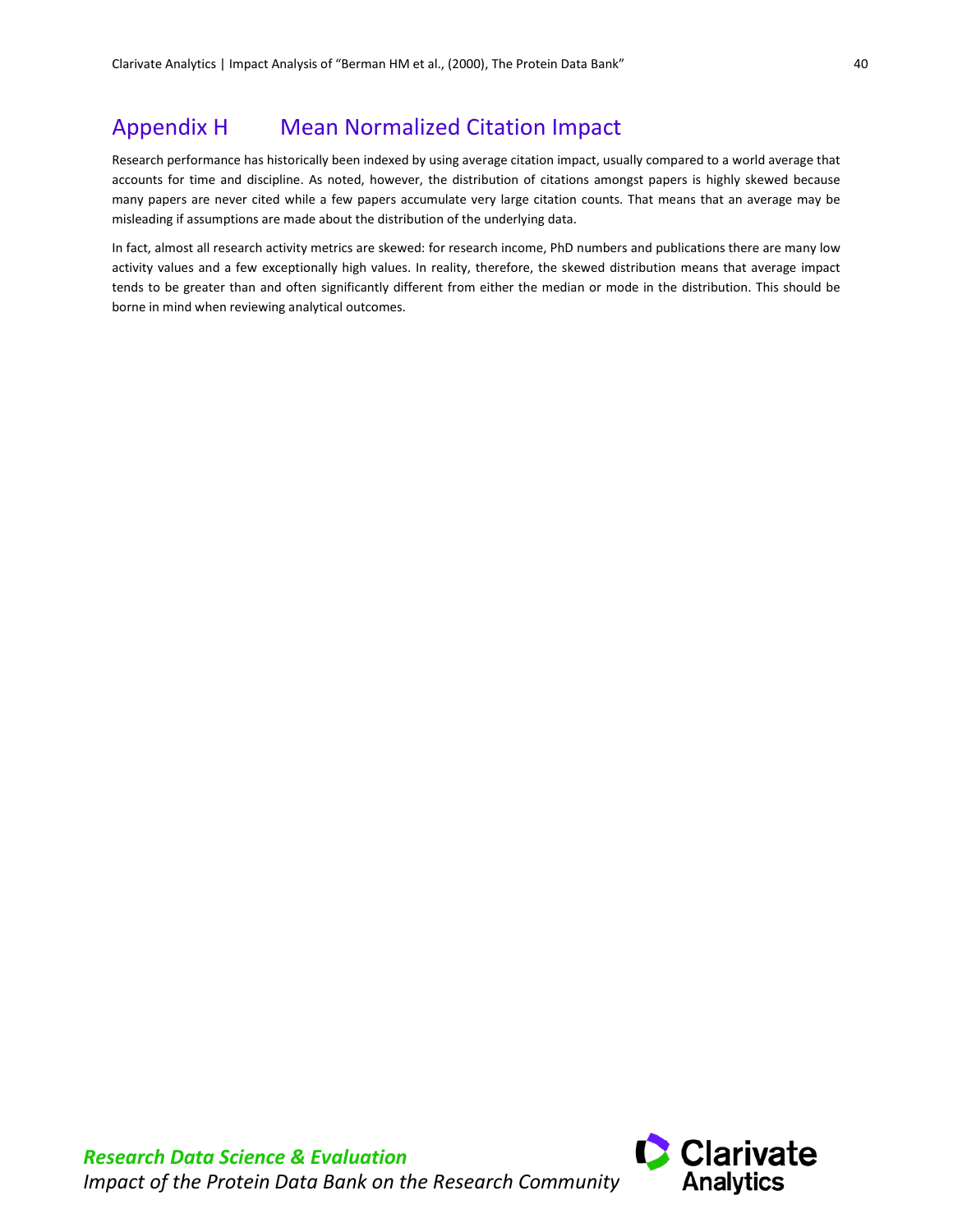## Appendix H Mean Normalized Citation Impact

Research performance has historically been indexed by using average citation impact, usually compared to a world average that accounts for time and discipline. As noted, however, the distribution of citations amongst papers is highly skewed because many papers are never cited while a few papers accumulate very large citation counts. That means that an average may be misleading if assumptions are made about the distribution of the underlying data.

In fact, almost all research activity metrics are skewed: for research income, PhD numbers and publications there are many low activity values and a few exceptionally high values. In reality, therefore, the skewed distribution means that average impact tends to be greater than and often significantly different from either the median or mode in the distribution. This should be borne in mind when reviewing analytical outcomes.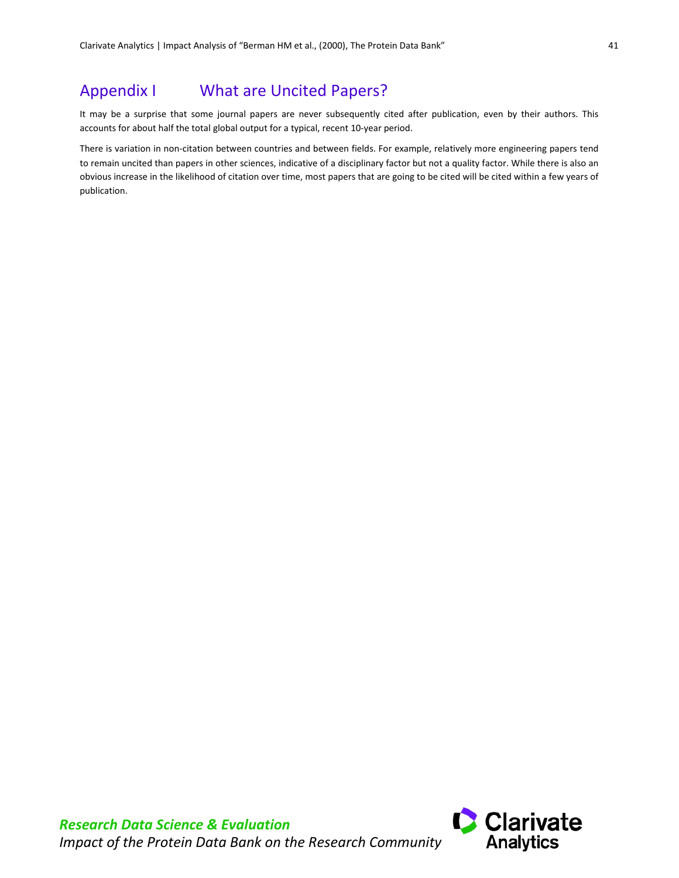# Appendix I What are Uncited Papers?

It may be a surprise that some journal papers are never subsequently cited after publication, even by their authors. This accounts for about half the total global output for a typical, recent 10-year period.

There is variation in non-citation between countries and between fields. For example, relatively more engineering papers tend to remain uncited than papers in other sciences, indicative of a disciplinary factor but not a quality factor. While there is also an obvious increase in the likelihood of citation over time, most papers that are going to be cited will be cited within a few years of publication.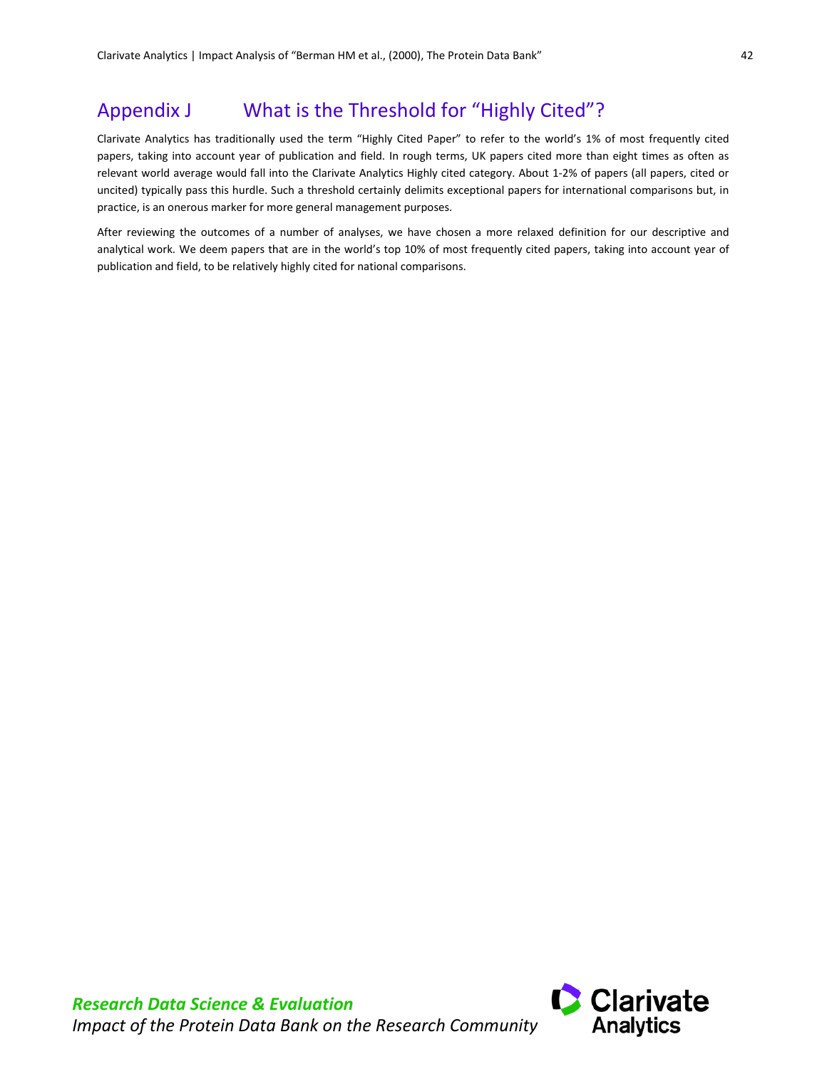## Appendix J What is the Threshold for “Highly Cited”?

Clarivate Analytics has traditionally used the term “Highly Cited Paper” to refer to the world’s 1% of most frequently cited papers, taking into account year of publication and field. In rough terms, UK papers cited more than eight times as often as relevant world average would fall into the Clarivate Analytics Highly cited category. About 1-2% of papers (all papers, cited or uncited) typically pass this hurdle. Such a threshold certainly delimits exceptional papers for international comparisons but, in practice, is an onerous marker for more general management purposes.

After reviewing the outcomes of a number of analyses, we have chosen a more relaxed definition for our descriptive and analytical work. We deem papers that are in the world’s top 10% of most frequently cited papers, taking into account year of publication and field, to be relatively highly cited for national comparisons.